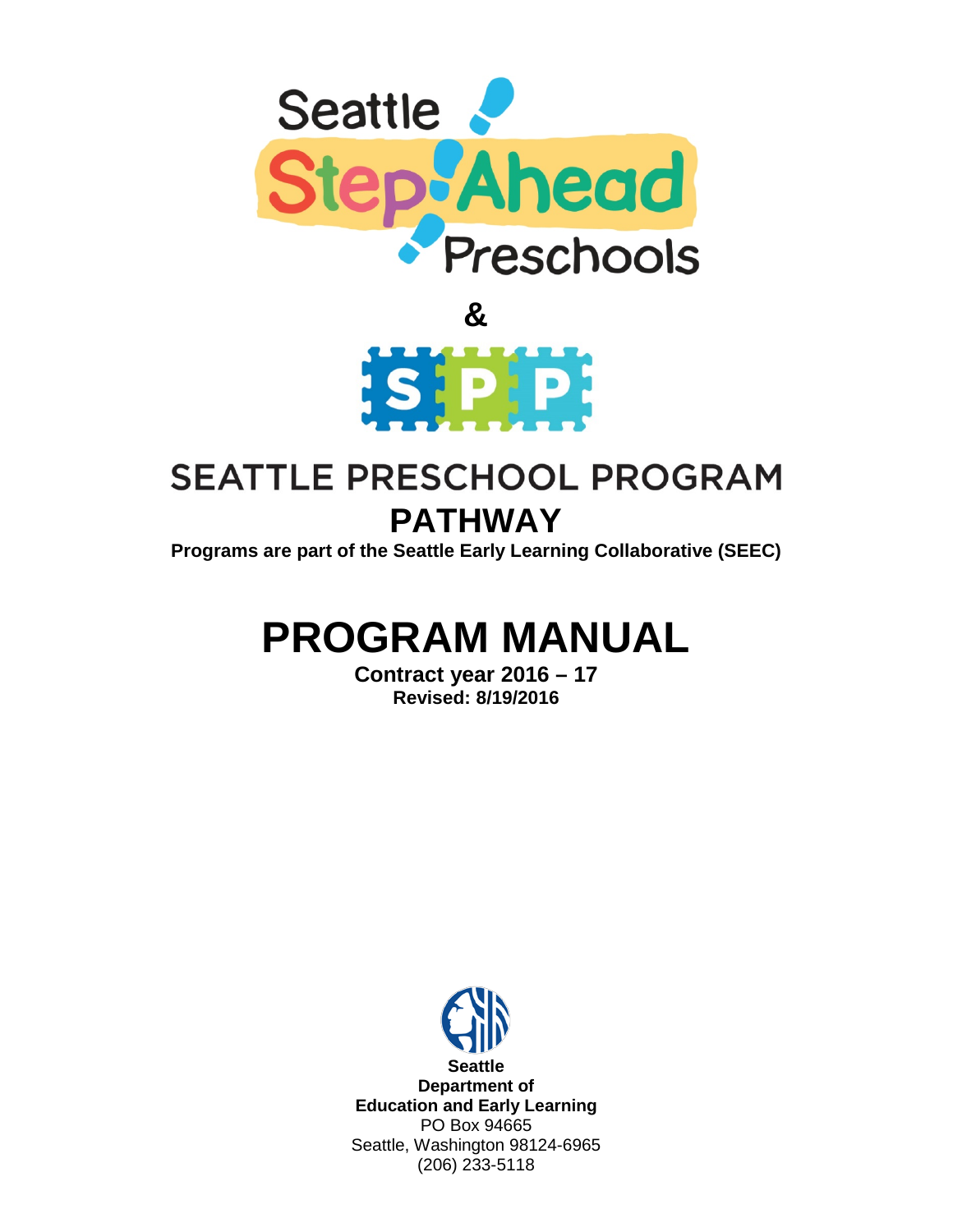Seattle Step Ahead Preschools

&

SPP

# SEATTLE PRESCHOOL PROGRAM

## PATHWAY

**Programs are part of the Seattle Early Learning Collaborative (SEEC)**

# PROGRAM MANUAL

**Contract year 2016 – 17**

**Revised: 8/19/2016**

**Seattle**
**Department of**
**Education and Early Learning**
PO Box 94665
Seattle, Washington 98124-6965
(206) 233-5118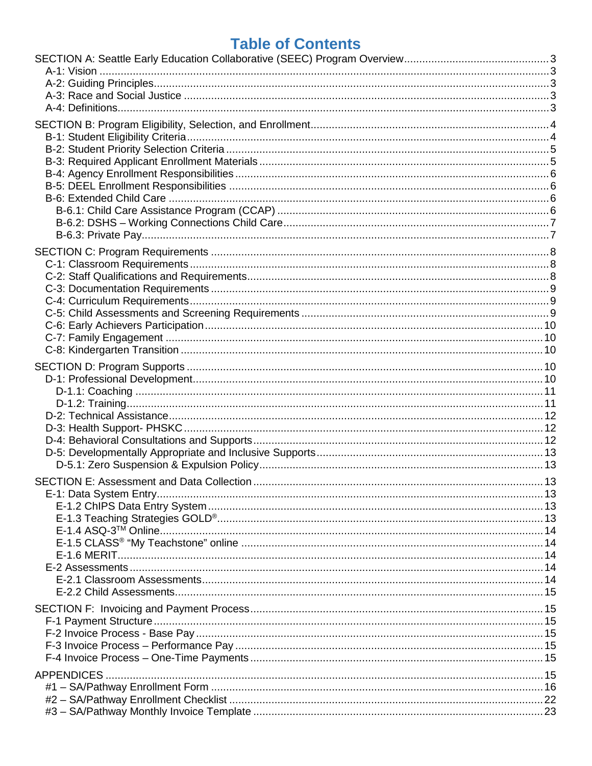# Table of Contents

SECTION A: Seattle Early Education Collaborative (SEEC) Program Overview ... 3
- A-1: Vision ... 3
- A-2: Guiding Principles ... 3
- A-3: Race and Social Justice ... 3
- A-4: Definitions ... 3

SECTION B: Program Eligibility, Selection, and Enrollment ... 4
- B-1: Student Eligibility Criteria ... 4
- B-2: Student Priority Selection Criteria ... 5
- B-3: Required Applicant Enrollment Materials ... 5
- B-4: Agency Enrollment Responsibilities ... 6
- B-5: DEEL Enrollment Responsibilities ... 6
- B-6: Extended Child Care ... 6
  - B-6.1: Child Care Assistance Program (CCAP) ... 6
  - B-6.2: DSHS – Working Connections Child Care ... 7
  - B-6.3: Private Pay ... 7

SECTION C: Program Requirements ... 8
- C-1: Classroom Requirements ... 8
- C-2: Staff Qualifications and Requirements ... 8
- C-3: Documentation Requirements ... 9
- C-4: Curriculum Requirements ... 9
- C-5: Child Assessments and Screening Requirements ... 9
- C-6: Early Achievers Participation ... 10
- C-7: Family Engagement ... 10
- C-8: Kindergarten Transition ... 10

SECTION D: Program Supports ... 10
- D-1: Professional Development ... 10
  - D-1.1: Coaching ... 11
  - D-1.2: Training ... 11
- D-2: Technical Assistance ... 12
- D-3: Health Support- PHSKC ... 12
- D-4: Behavioral Consultations and Supports ... 12
- D-5: Developmentally Appropriate and Inclusive Supports ... 13
  - D-5.1: Zero Suspension & Expulsion Policy ... 13

SECTION E: Assessment and Data Collection ... 13
- E-1: Data System Entry ... 13
  - E-1.2 ChIPS Data Entry System ... 13
  - E-1.3 Teaching Strategies GOLD® ... 13
  - E-1.4 ASQ-3™ Online ... 14
  - E-1.5 CLASS® "My Teachstone" online ... 14
  - E-1.6 MERIT ... 14
- E-2 Assessments ... 14
  - E-2.1 Classroom Assessments ... 14
  - E-2.2 Child Assessments ... 15

SECTION F: Invoicing and Payment Process ... 15
- F-1 Payment Structure ... 15
- F-2 Invoice Process - Base Pay ... 15
- F-3 Invoice Process – Performance Pay ... 15
- F-4 Invoice Process – One-Time Payments ... 15

APPENDICES ... 15
- #1 – SA/Pathway Enrollment Form ... 16
- #2 – SA/Pathway Enrollment Checklist ... 22
- #3 – SA/Pathway Monthly Invoice Template ... 23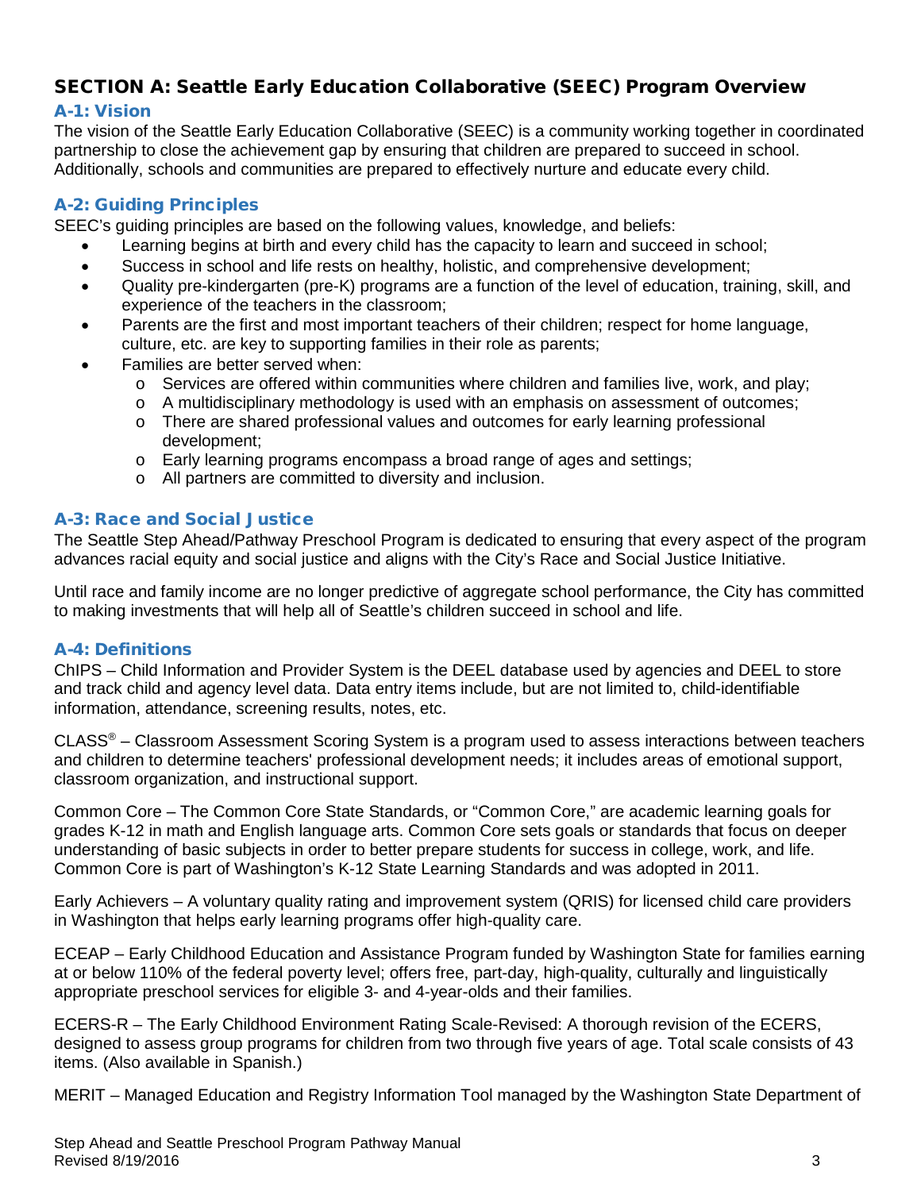## SECTION A: Seattle Early Education Collaborative (SEEC) Program Overview

### A-1: Vision

The vision of the Seattle Early Education Collaborative (SEEC) is a community working together in coordinated partnership to close the achievement gap by ensuring that children are prepared to succeed in school. Additionally, schools and communities are prepared to effectively nurture and educate every child.

### A-2: Guiding Principles

SEEC's guiding principles are based on the following values, knowledge, and beliefs:

- Learning begins at birth and every child has the capacity to learn and succeed in school;
- Success in school and life rests on healthy, holistic, and comprehensive development;
- Quality pre-kindergarten (pre-K) programs are a function of the level of education, training, skill, and experience of the teachers in the classroom;
- Parents are the first and most important teachers of their children; respect for home language, culture, etc. are key to supporting families in their role as parents;
- Families are better served when:
  - Services are offered within communities where children and families live, work, and play;
  - A multidisciplinary methodology is used with an emphasis on assessment of outcomes;
  - There are shared professional values and outcomes for early learning professional development;
  - Early learning programs encompass a broad range of ages and settings;
  - All partners are committed to diversity and inclusion.

### A-3: Race and Social Justice

The Seattle Step Ahead/Pathway Preschool Program is dedicated to ensuring that every aspect of the program advances racial equity and social justice and aligns with the City's Race and Social Justice Initiative.

Until race and family income are no longer predictive of aggregate school performance, the City has committed to making investments that will help all of Seattle's children succeed in school and life.

### A-4: Definitions

ChIPS – Child Information and Provider System is the DEEL database used by agencies and DEEL to store and track child and agency level data. Data entry items include, but are not limited to, child-identifiable information, attendance, screening results, notes, etc.

CLASS® – Classroom Assessment Scoring System is a program used to assess interactions between teachers and children to determine teachers' professional development needs; it includes areas of emotional support, classroom organization, and instructional support.

Common Core – The Common Core State Standards, or "Common Core," are academic learning goals for grades K-12 in math and English language arts. Common Core sets goals or standards that focus on deeper understanding of basic subjects in order to better prepare students for success in college, work, and life. Common Core is part of Washington's K-12 State Learning Standards and was adopted in 2011.

Early Achievers – A voluntary quality rating and improvement system (QRIS) for licensed child care providers in Washington that helps early learning programs offer high-quality care.

ECEAP – Early Childhood Education and Assistance Program funded by Washington State for families earning at or below 110% of the federal poverty level; offers free, part-day, high-quality, culturally and linguistically appropriate preschool services for eligible 3- and 4-year-olds and their families.

ECERS-R – The Early Childhood Environment Rating Scale-Revised: A thorough revision of the ECERS, designed to assess group programs for children from two through five years of age. Total scale consists of 43 items. (Also available in Spanish.)

MERIT – Managed Education and Registry Information Tool managed by the Washington State Department of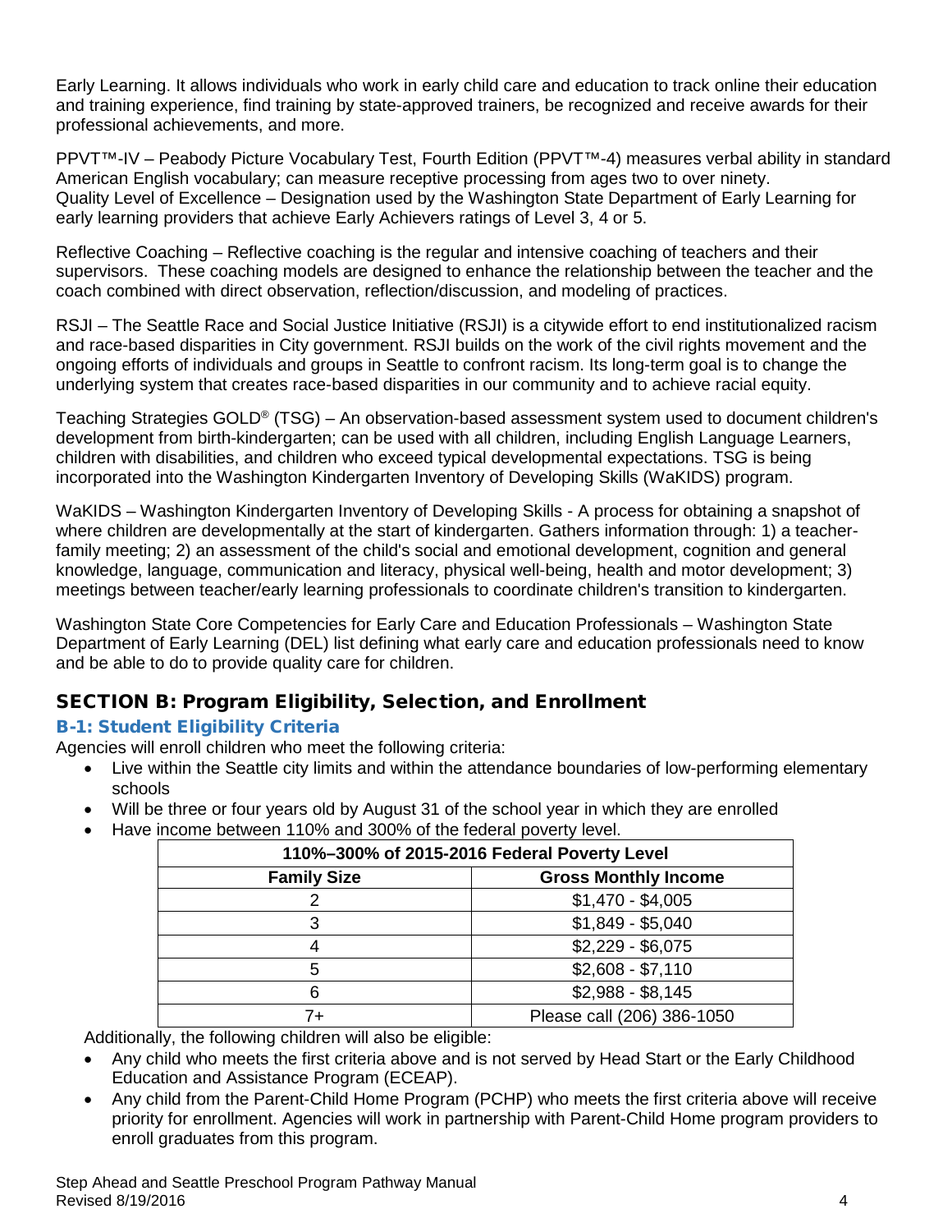Early Learning. It allows individuals who work in early child care and education to track online their education and training experience, find training by state-approved trainers, be recognized and receive awards for their professional achievements, and more.

PPVT™-IV – Peabody Picture Vocabulary Test, Fourth Edition (PPVT™-4) measures verbal ability in standard American English vocabulary; can measure receptive processing from ages two to over ninety.
Quality Level of Excellence – Designation used by the Washington State Department of Early Learning for early learning providers that achieve Early Achievers ratings of Level 3, 4 or 5.

Reflective Coaching – Reflective coaching is the regular and intensive coaching of teachers and their supervisors. These coaching models are designed to enhance the relationship between the teacher and the coach combined with direct observation, reflection/discussion, and modeling of practices.

RSJI – The Seattle Race and Social Justice Initiative (RSJI) is a citywide effort to end institutionalized racism and race-based disparities in City government. RSJI builds on the work of the civil rights movement and the ongoing efforts of individuals and groups in Seattle to confront racism. Its long-term goal is to change the underlying system that creates race-based disparities in our community and to achieve racial equity.

Teaching Strategies GOLD® (TSG) – An observation-based assessment system used to document children's development from birth-kindergarten; can be used with all children, including English Language Learners, children with disabilities, and children who exceed typical developmental expectations. TSG is being incorporated into the Washington Kindergarten Inventory of Developing Skills (WaKIDS) program.

WaKIDS – Washington Kindergarten Inventory of Developing Skills - A process for obtaining a snapshot of where children are developmentally at the start of kindergarten. Gathers information through: 1) a teacher-family meeting; 2) an assessment of the child's social and emotional development, cognition and general knowledge, language, communication and literacy, physical well-being, health and motor development; 3) meetings between teacher/early learning professionals to coordinate children's transition to kindergarten.

Washington State Core Competencies for Early Care and Education Professionals – Washington State Department of Early Learning (DEL) list defining what early care and education professionals need to know and be able to do to provide quality care for children.

## SECTION B: Program Eligibility, Selection, and Enrollment

### B-1: Student Eligibility Criteria

Agencies will enroll children who meet the following criteria:

- Live within the Seattle city limits and within the attendance boundaries of low-performing elementary schools
- Will be three or four years old by August 31 of the school year in which they are enrolled
- Have income between 110% and 300% of the federal poverty level.

| 110%–300% of 2015-2016 Federal Poverty Level | |
|---|---|
| **Family Size** | **Gross Monthly Income** |
| 2 | $1,470 - $4,005 |
| 3 | $1,849 - $5,040 |
| 4 | $2,229 - $6,075 |
| 5 | $2,608 - $7,110 |
| 6 | $2,988 - $8,145 |
| 7+ | Please call (206) 386-1050 |

Additionally, the following children will also be eligible:

- Any child who meets the first criteria above and is not served by Head Start or the Early Childhood Education and Assistance Program (ECEAP).
- Any child from the Parent-Child Home Program (PCHP) who meets the first criteria above will receive priority for enrollment. Agencies will work in partnership with Parent-Child Home program providers to enroll graduates from this program.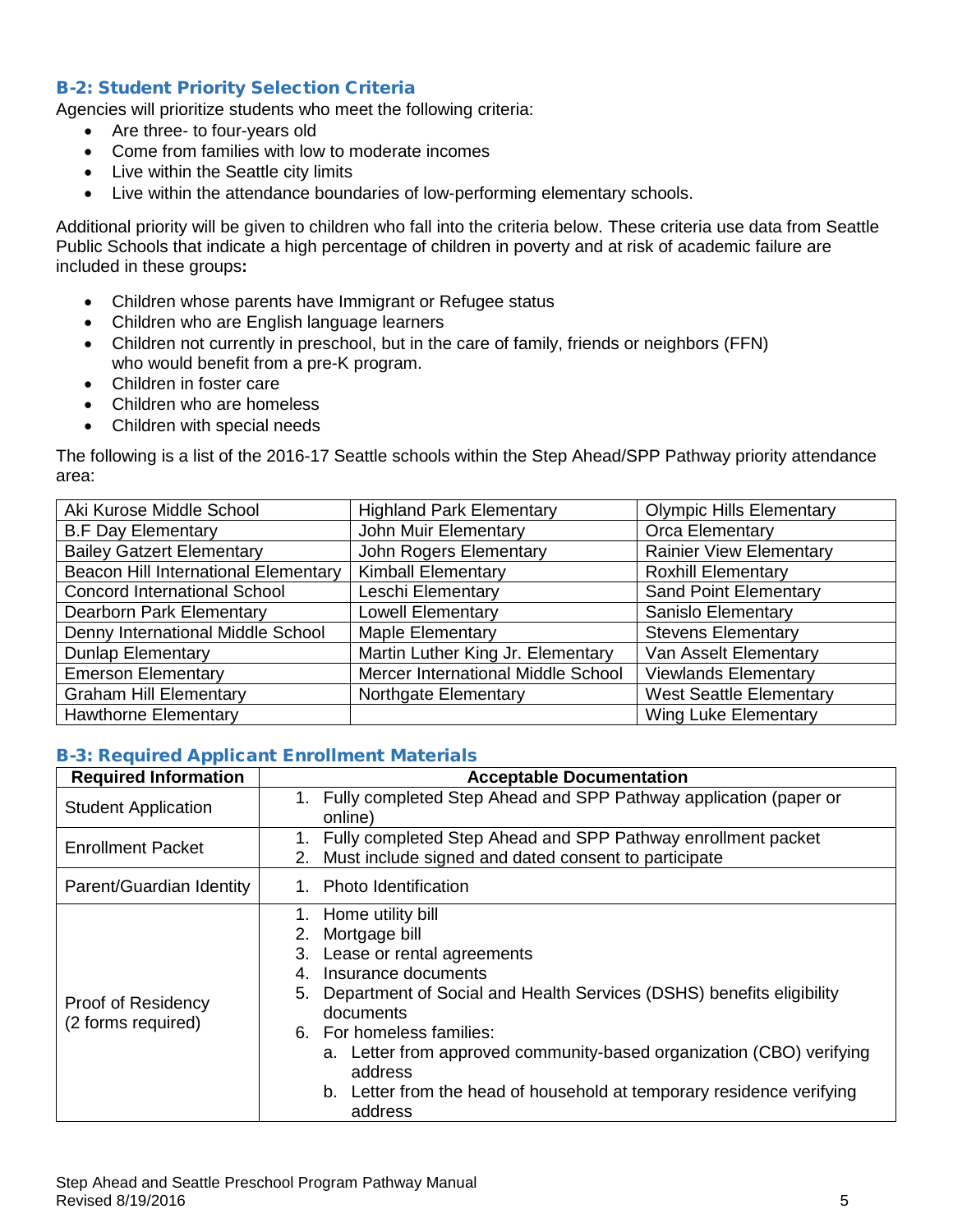### B-2: Student Priority Selection Criteria

Agencies will prioritize students who meet the following criteria:

- Are three- to four-years old
- Come from families with low to moderate incomes
- Live within the Seattle city limits
- Live within the attendance boundaries of low-performing elementary schools.

Additional priority will be given to children who fall into the criteria below. These criteria use data from Seattle Public Schools that indicate a high percentage of children in poverty and at risk of academic failure are included in these groups**:**

- Children whose parents have Immigrant or Refugee status
- Children who are English language learners
- Children not currently in preschool, but in the care of family, friends or neighbors (FFN) who would benefit from a pre-K program.
- Children in foster care
- Children who are homeless
- Children with special needs

The following is a list of the 2016-17 Seattle schools within the Step Ahead/SPP Pathway priority attendance area:

| | | |
|---|---|---|
| Aki Kurose Middle School | Highland Park Elementary | Olympic Hills Elementary |
| B.F Day Elementary | John Muir Elementary | Orca Elementary |
| Bailey Gatzert Elementary | John Rogers Elementary | Rainier View Elementary |
| Beacon Hill International Elementary | Kimball Elementary | Roxhill Elementary |
| Concord International School | Leschi Elementary | Sand Point Elementary |
| Dearborn Park Elementary | Lowell Elementary | Sanislo Elementary |
| Denny International Middle School | Maple Elementary | Stevens Elementary |
| Dunlap Elementary | Martin Luther King Jr. Elementary | Van Asselt Elementary |
| Emerson Elementary | Mercer International Middle School | Viewlands Elementary |
| Graham Hill Elementary | Northgate Elementary | West Seattle Elementary |
| Hawthorne Elementary | | Wing Luke Elementary |

### B-3: Required Applicant Enrollment Materials

| Required Information | Acceptable Documentation |
|---|---|
| Student Application | 1. Fully completed Step Ahead and SPP Pathway application (paper or online) |
| Enrollment Packet | 1. Fully completed Step Ahead and SPP Pathway enrollment packet<br>2. Must include signed and dated consent to participate |
| Parent/Guardian Identity | 1. Photo Identification |
| Proof of Residency (2 forms required) | 1. Home utility bill<br>2. Mortgage bill<br>3. Lease or rental agreements<br>4. Insurance documents<br>5. Department of Social and Health Services (DSHS) benefits eligibility documents<br>6. For homeless families:<br>a. Letter from approved community-based organization (CBO) verifying address<br>b. Letter from the head of household at temporary residence verifying address |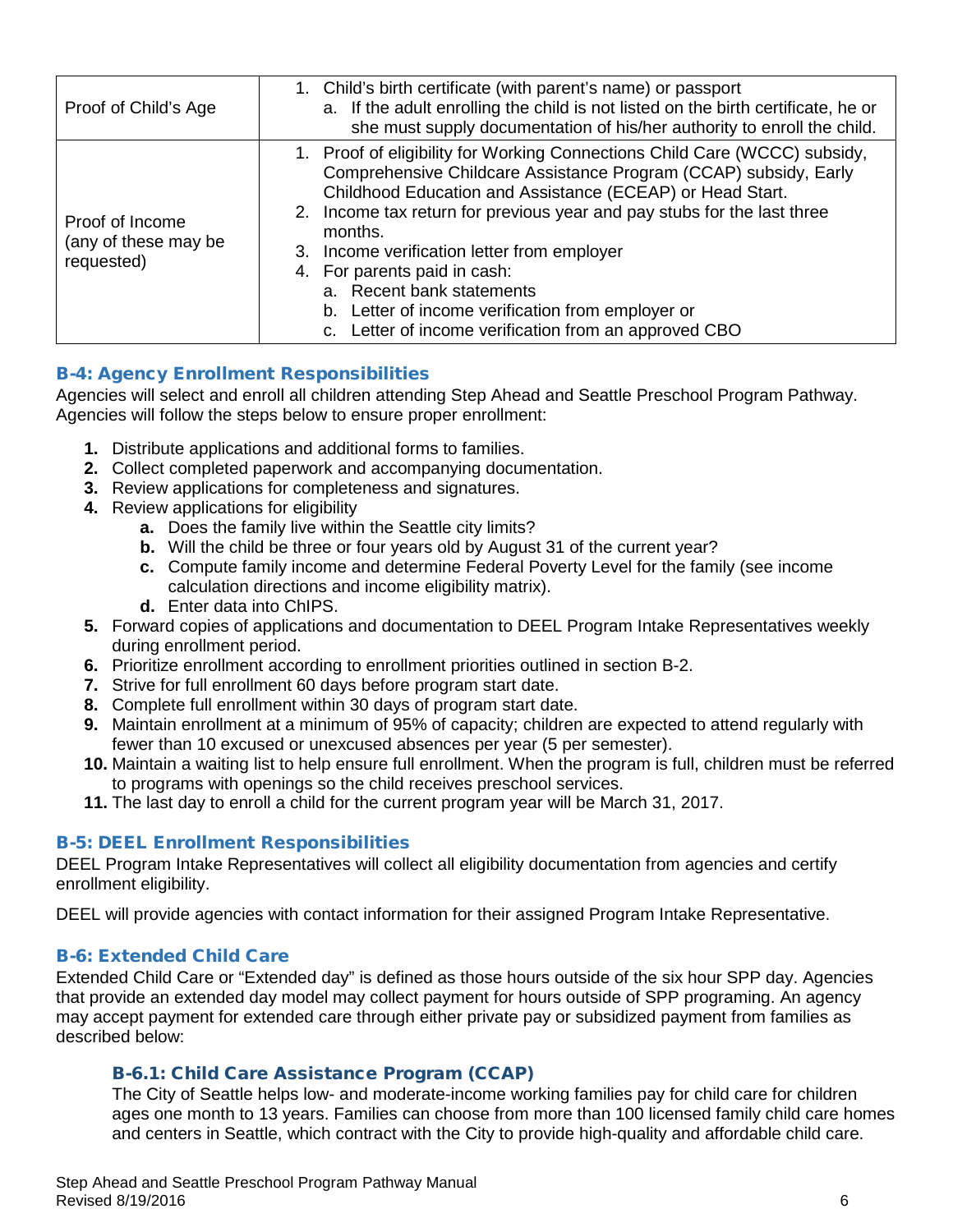| | |
|---|---|
| Proof of Child's Age | 1. Child's birth certificate (with parent's name) or passport<br>a. If the adult enrolling the child is not listed on the birth certificate, he or she must supply documentation of his/her authority to enroll the child. |
| Proof of Income (any of these may be requested) | 1. Proof of eligibility for Working Connections Child Care (WCCC) subsidy, Comprehensive Childcare Assistance Program (CCAP) subsidy, Early Childhood Education and Assistance (ECEAP) or Head Start.<br>2. Income tax return for previous year and pay stubs for the last three months.<br>3. Income verification letter from employer<br>4. For parents paid in cash:<br>a. Recent bank statements<br>b. Letter of income verification from employer or<br>c. Letter of income verification from an approved CBO |

## B-4: Agency Enrollment Responsibilities

Agencies will select and enroll all children attending Step Ahead and Seattle Preschool Program Pathway. Agencies will follow the steps below to ensure proper enrollment:

1. Distribute applications and additional forms to families.
2. Collect completed paperwork and accompanying documentation.
3. Review applications for completeness and signatures.
4. Review applications for eligibility
   a. Does the family live within the Seattle city limits?
   b. Will the child be three or four years old by August 31 of the current year?
   c. Compute family income and determine Federal Poverty Level for the family (see income calculation directions and income eligibility matrix).
   d. Enter data into ChIPS.
5. Forward copies of applications and documentation to DEEL Program Intake Representatives weekly during enrollment period.
6. Prioritize enrollment according to enrollment priorities outlined in section B-2.
7. Strive for full enrollment 60 days before program start date.
8. Complete full enrollment within 30 days of program start date.
9. Maintain enrollment at a minimum of 95% of capacity; children are expected to attend regularly with fewer than 10 excused or unexcused absences per year (5 per semester).
10. Maintain a waiting list to help ensure full enrollment. When the program is full, children must be referred to programs with openings so the child receives preschool services.
11. The last day to enroll a child for the current program year will be March 31, 2017.

## B-5: DEEL Enrollment Responsibilities

DEEL Program Intake Representatives will collect all eligibility documentation from agencies and certify enrollment eligibility.

DEEL will provide agencies with contact information for their assigned Program Intake Representative.

## B-6: Extended Child Care

Extended Child Care or "Extended day" is defined as those hours outside of the six hour SPP day. Agencies that provide an extended day model may collect payment for hours outside of SPP programing. An agency may accept payment for extended care through either private pay or subsidized payment from families as described below:

### B-6.1: Child Care Assistance Program (CCAP)

The City of Seattle helps low- and moderate-income working families pay for child care for children ages one month to 13 years. Families can choose from more than 100 licensed family child care homes and centers in Seattle, which contract with the City to provide high-quality and affordable child care.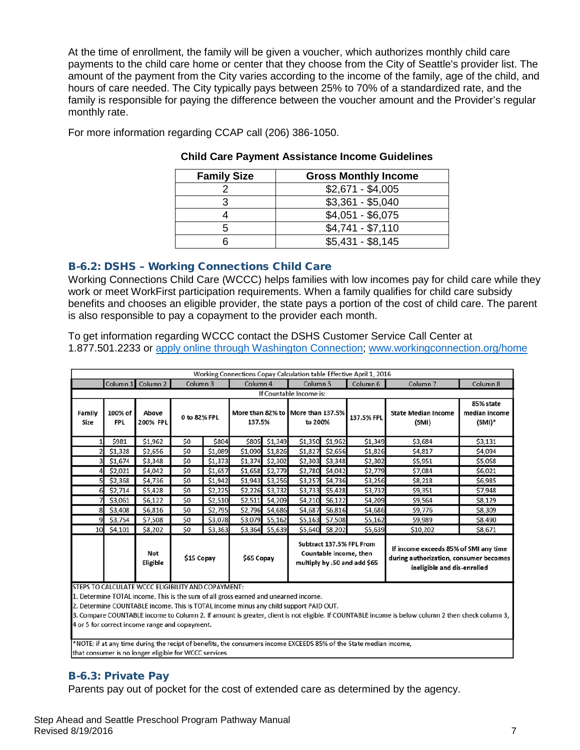At the time of enrollment, the family will be given a voucher, which authorizes monthly child care payments to the child care home or center that they choose from the City of Seattle's provider list. The amount of the payment from the City varies according to the income of the family, age of the child, and hours of care needed. The City typically pays between 25% to 70% of a standardized rate, and the family is responsible for paying the difference between the voucher amount and the Provider's regular monthly rate.

For more information regarding CCAP call (206) 386-1050.

**Child Care Payment Assistance Income Guidelines**

| Family Size | Gross Monthly Income |
|---|---|
| 2 | $2,671 - $4,005 |
| 3 | $3,361 - $5,040 |
| 4 | $4,051 - $6,075 |
| 5 | $4,741 - $7,110 |
| 6 | $5,431 - $8,145 |

### B-6.2: DSHS – Working Connections Child Care

Working Connections Child Care (WCCC) helps families with low incomes pay for child care while they work or meet WorkFirst participation requirements. When a family qualifies for child care subsidy benefits and chooses an eligible provider, the state pays a portion of the cost of child care. The parent is also responsible to pay a copayment to the provider each month.

To get information regarding WCCC contact the DSHS Customer Service Call Center at 1.877.501.2233 or [apply online through Washington Connection](#); [www.workingconnection.org/home](http://www.workingconnection.org/home)

**Working Connections Copay Calculation table Effective April 1, 2016**

| | Column 1 | Column 2 | Column 3 | | Column 4 | | Column 5 | | Column 6 | Column 7 | Column 8 |
|---|---|---|---|---|---|---|---|---|---|---|---|
| | | | If Countable Income is: | | | | | | | | |
| Family Size | 100% of FPL | Above 200% FPL | 0 to 82% FPL | | More than 82% to 137.5% | | More than 137.5% to 200% | | 137.5% FPL | State Median Income (SMI) | 85% state median income (SMI)* |
| 1 | $981 | $1,962 | $0 | $804 | $805 | $1,349 | $1,350 | $1,962 | $1,349 | $3,684 | $3,131 |
| 2 | $1,328 | $2,656 | $0 | $1,089 | $1,090 | $1,826 | $1,827 | $2,656 | $1,826 | $4,817 | $4,094 |
| 3 | $1,674 | $3,348 | $0 | $1,373 | $1,374 | $2,302 | $2,303 | $3,348 | $2,302 | $5,951 | $5,058 |
| 4 | $2,021 | $4,042 | $0 | $1,657 | $1,658 | $2,779 | $2,780 | $4,042 | $2,779 | $7,084 | $6,021 |
| 5 | $2,368 | $4,736 | $0 | $1,942 | $1,943 | $3,256 | $3,257 | $4,736 | $3,256 | $8,218 | $6,985 |
| 6 | $2,714 | $5,428 | $0 | $2,225 | $2,226 | $3,732 | $3,733 | $5,428 | $3,732 | $9,351 | $7,948 |
| 7 | $3,061 | $6,122 | $0 | $2,510 | $2,511 | $4,209 | $4,210 | $6,122 | $4,209 | $9,564 | $8,129 |
| 8 | $3,408 | $6,816 | $0 | $2,795 | $2,796 | $4,686 | $4,687 | $6,816 | $4,686 | $9,776 | $8,309 |
| 9 | $3,754 | $7,508 | $0 | $3,078 | $3,079 | $5,162 | $5,163 | $7,508 | $5,162 | $9,989 | $8,490 |
| 10 | $4,101 | $8,202 | $0 | $3,363 | $3,364 | $5,639 | $5,640 | $8,202 | $5,639 | $10,202 | $8,671 |
| | | Not Eligible | $15 Copay | | $65 Copay | | Subtract 137.5% FPL From Countable income, then multiply by .50 and add $65 | | | If income exceeds 85% of SMI any time during authorization, consumer becomes ineligible and dis-enrolled | |

STEPS TO CALCULATE WCCC ELIGIBILITY AND COPAYMENT:

1. Determine TOTAL income. This is the sum of all gross earned and unearned income.
2. Determine COUNTABLE income. This is TOTAL income minus any child support PAID OUT.
3. Compare COUNTABLE income to Column 2. If amount is greater, client is not eligible. If COUNTABLE income is below column 2 then check column 3, 4 or 5 for correct income range and copayment.

*NOTE: if at any time during the recipt of benefits, the consumers income EXCEEDS 85% of the State median income, that consumer is no longer eligible for WCCC services

### B-6.3: Private Pay

Parents pay out of pocket for the cost of extended care as determined by the agency.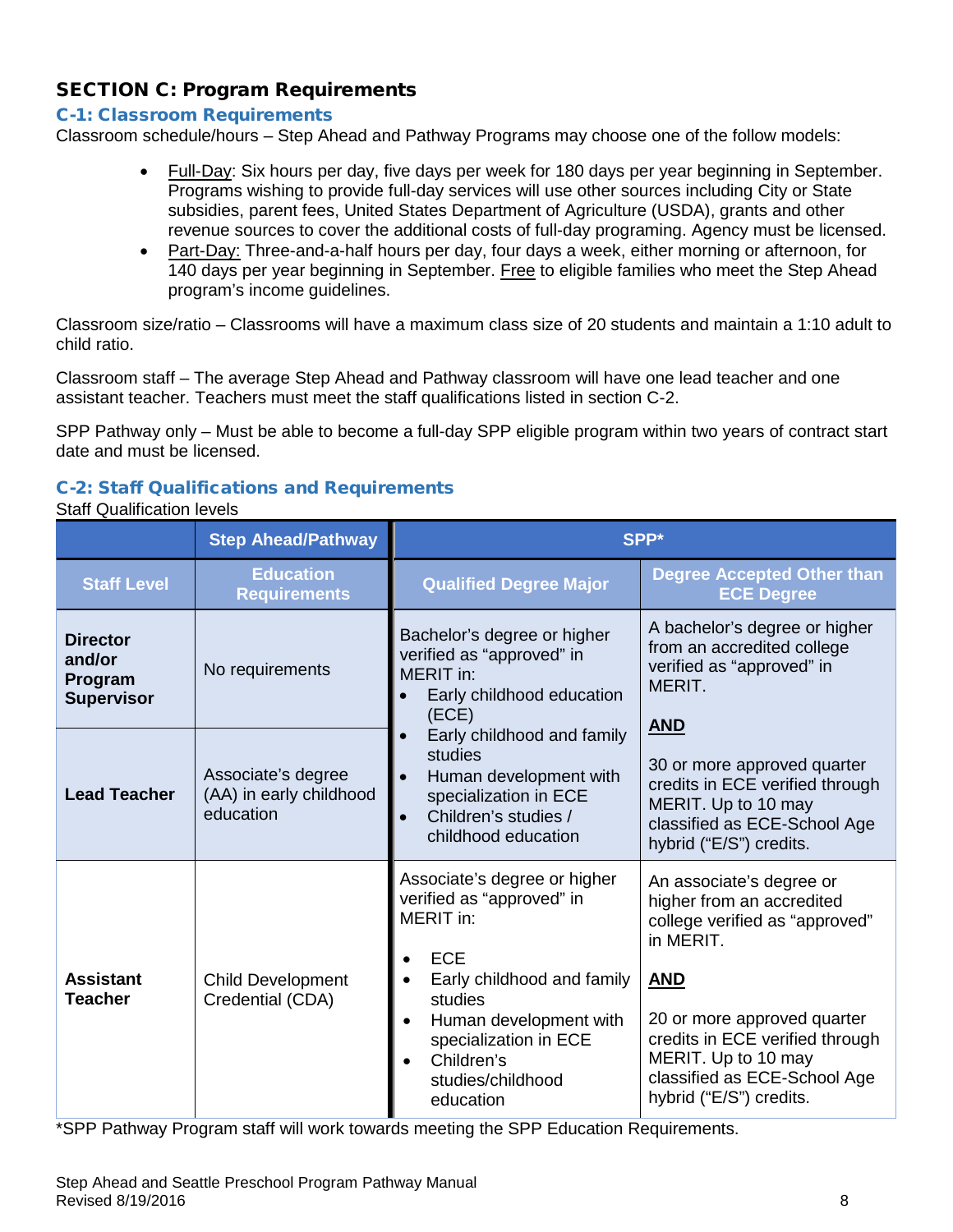## SECTION C: Program Requirements

### C-1: Classroom Requirements

Classroom schedule/hours – Step Ahead and Pathway Programs may choose one of the follow models:

- Full-Day: Six hours per day, five days per week for 180 days per year beginning in September. Programs wishing to provide full-day services will use other sources including City or State subsidies, parent fees, United States Department of Agriculture (USDA), grants and other revenue sources to cover the additional costs of full-day programing. Agency must be licensed.
- Part-Day: Three-and-a-half hours per day, four days a week, either morning or afternoon, for 140 days per year beginning in September. Free to eligible families who meet the Step Ahead program's income guidelines.

Classroom size/ratio – Classrooms will have a maximum class size of 20 students and maintain a 1:10 adult to child ratio.

Classroom staff – The average Step Ahead and Pathway classroom will have one lead teacher and one assistant teacher. Teachers must meet the staff qualifications listed in section C-2.

SPP Pathway only – Must be able to become a full-day SPP eligible program within two years of contract start date and must be licensed.

### C-2: Staff Qualifications and Requirements

Staff Qualification levels

| | Step Ahead/Pathway | SPP* | |
|---|---|---|---|
| **Staff Level** | **Education Requirements** | **Qualified Degree Major** | **Degree Accepted Other than ECE Degree** |
| **Director and/or Program Supervisor** | No requirements | Bachelor's degree or higher verified as "approved" in MERIT in: <br>• Early childhood education (ECE) <br>• Early childhood and family studies <br>• Human development with specialization in ECE <br>• Children's studies / childhood education | A bachelor's degree or higher from an accredited college verified as "approved" in MERIT. <br>**AND** <br>30 or more approved quarter credits in ECE verified through MERIT. Up to 10 may classified as ECE-School Age hybrid ("E/S") credits. |
| **Lead Teacher** | Associate's degree (AA) in early childhood education | | |
| **Assistant Teacher** | Child Development Credential (CDA) | Associate's degree or higher verified as "approved" in MERIT in: <br>• ECE <br>• Early childhood and family studies <br>• Human development with specialization in ECE <br>• Children's studies/childhood education | An associate's degree or higher from an accredited college verified as "approved" in MERIT. <br>**AND** <br>20 or more approved quarter credits in ECE verified through MERIT. Up to 10 may classified as ECE-School Age hybrid ("E/S") credits. |

*SPP Pathway Program staff will work towards meeting the SPP Education Requirements.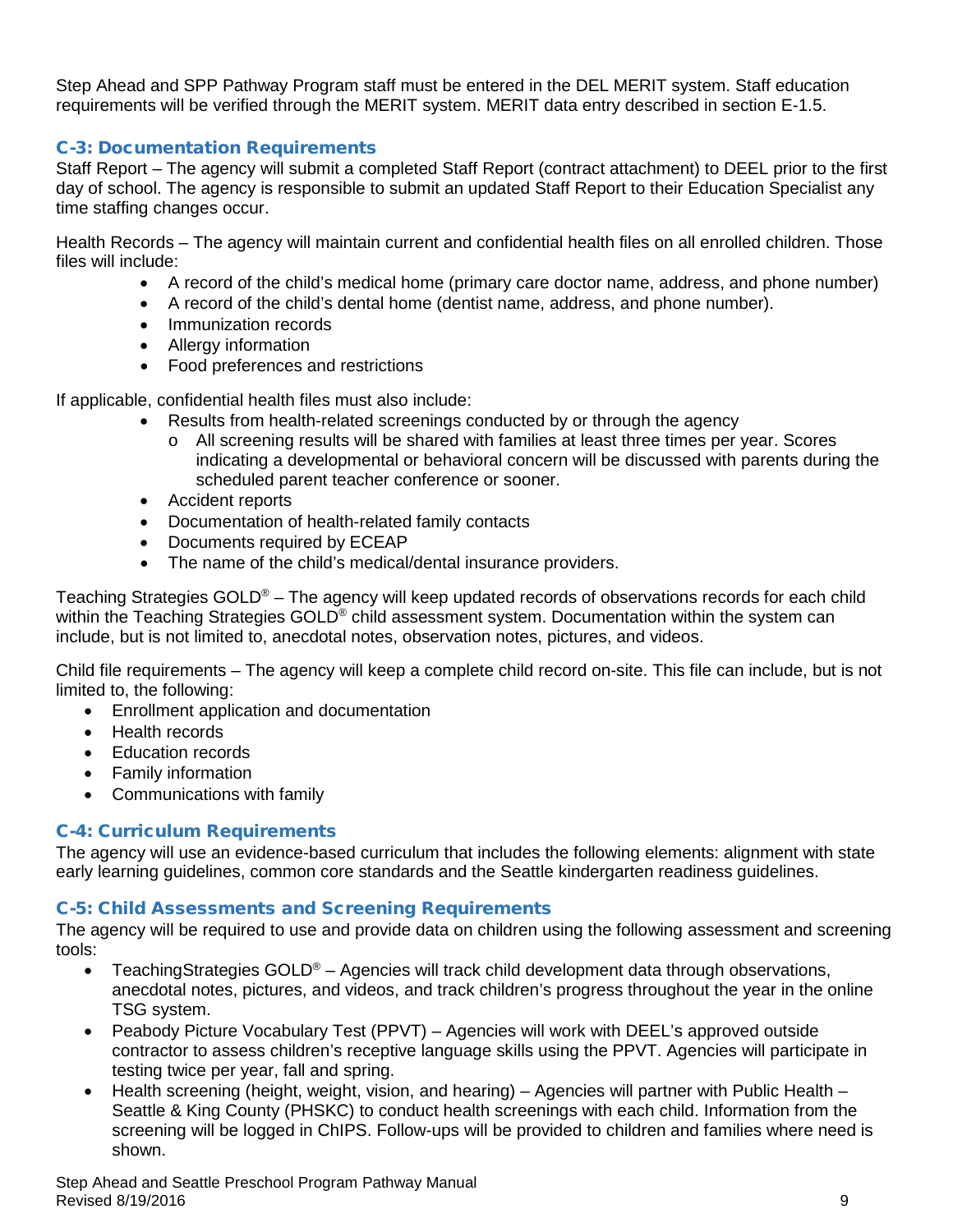Step Ahead and SPP Pathway Program staff must be entered in the DEL MERIT system. Staff education requirements will be verified through the MERIT system. MERIT data entry described in section E-1.5.

## C-3: Documentation Requirements

Staff Report – The agency will submit a completed Staff Report (contract attachment) to DEEL prior to the first day of school. The agency is responsible to submit an updated Staff Report to their Education Specialist any time staffing changes occur.

Health Records – The agency will maintain current and confidential health files on all enrolled children. Those files will include:

- A record of the child's medical home (primary care doctor name, address, and phone number)
- A record of the child's dental home (dentist name, address, and phone number).
- Immunization records
- Allergy information
- Food preferences and restrictions

If applicable, confidential health files must also include:

- Results from health-related screenings conducted by or through the agency
  - All screening results will be shared with families at least three times per year. Scores indicating a developmental or behavioral concern will be discussed with parents during the scheduled parent teacher conference or sooner.
- Accident reports
- Documentation of health-related family contacts
- Documents required by ECEAP
- The name of the child's medical/dental insurance providers.

Teaching Strategies GOLD® – The agency will keep updated records of observations records for each child within the Teaching Strategies GOLD® child assessment system. Documentation within the system can include, but is not limited to, anecdotal notes, observation notes, pictures, and videos.

Child file requirements – The agency will keep a complete child record on-site. This file can include, but is not limited to, the following:

- Enrollment application and documentation
- Health records
- Education records
- Family information
- Communications with family

## C-4: Curriculum Requirements

The agency will use an evidence-based curriculum that includes the following elements: alignment with state early learning guidelines, common core standards and the Seattle kindergarten readiness guidelines.

## C-5: Child Assessments and Screening Requirements

The agency will be required to use and provide data on children using the following assessment and screening tools:

- TeachingStrategies GOLD® – Agencies will track child development data through observations, anecdotal notes, pictures, and videos, and track children's progress throughout the year in the online TSG system.
- Peabody Picture Vocabulary Test (PPVT) – Agencies will work with DEEL's approved outside contractor to assess children's receptive language skills using the PPVT. Agencies will participate in testing twice per year, fall and spring.
- Health screening (height, weight, vision, and hearing) – Agencies will partner with Public Health – Seattle & King County (PHSKC) to conduct health screenings with each child. Information from the screening will be logged in ChIPS. Follow-ups will be provided to children and families where need is shown.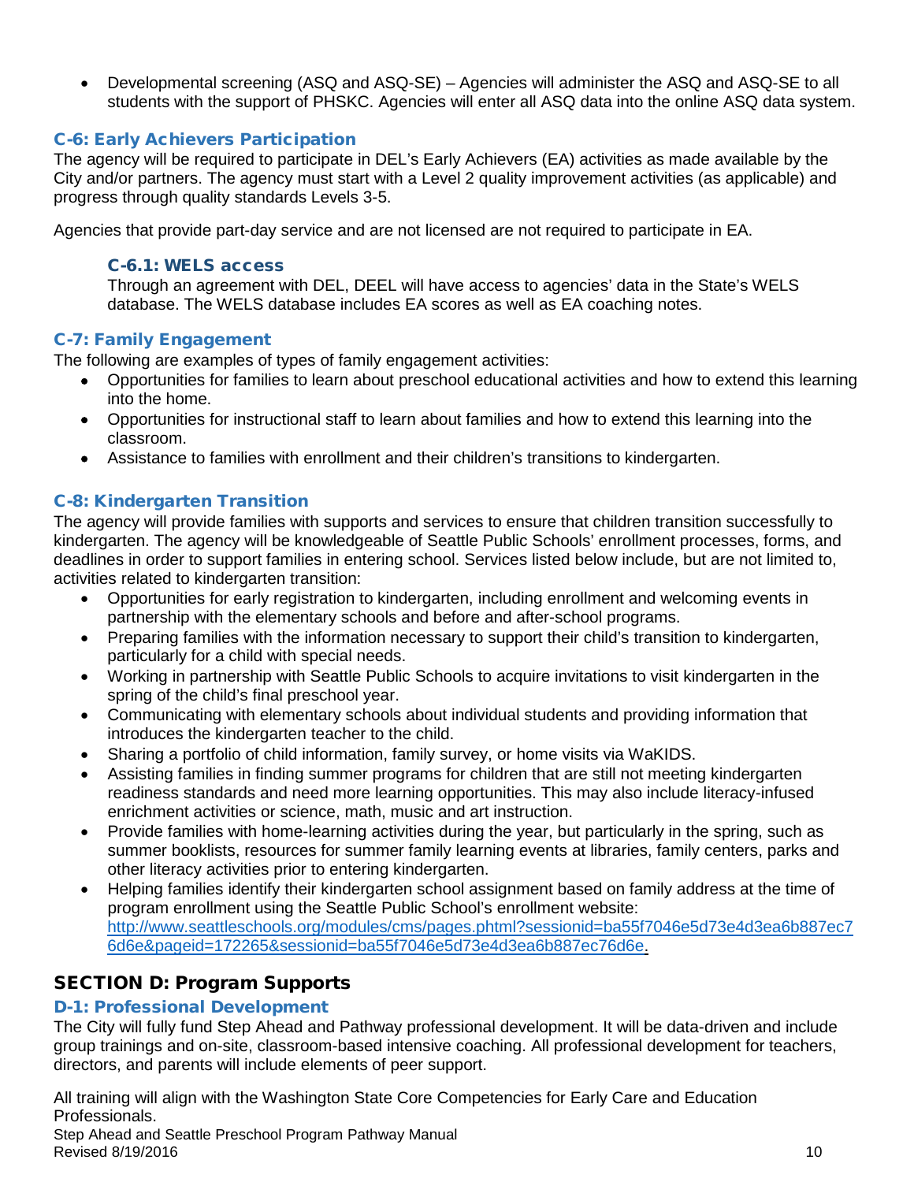- Developmental screening (ASQ and ASQ-SE) – Agencies will administer the ASQ and ASQ-SE to all students with the support of PHSKC. Agencies will enter all ASQ data into the online ASQ data system.

### C-6: Early Achievers Participation

The agency will be required to participate in DEL's Early Achievers (EA) activities as made available by the City and/or partners. The agency must start with a Level 2 quality improvement activities (as applicable) and progress through quality standards Levels 3-5.

Agencies that provide part-day service and are not licensed are not required to participate in EA.

#### C-6.1: WELS access

Through an agreement with DEL, DEEL will have access to agencies' data in the State's WELS database. The WELS database includes EA scores as well as EA coaching notes.

### C-7: Family Engagement

The following are examples of types of family engagement activities:

- Opportunities for families to learn about preschool educational activities and how to extend this learning into the home.
- Opportunities for instructional staff to learn about families and how to extend this learning into the classroom.
- Assistance to families with enrollment and their children's transitions to kindergarten.

### C-8: Kindergarten Transition

The agency will provide families with supports and services to ensure that children transition successfully to kindergarten. The agency will be knowledgeable of Seattle Public Schools' enrollment processes, forms, and deadlines in order to support families in entering school. Services listed below include, but are not limited to, activities related to kindergarten transition:

- Opportunities for early registration to kindergarten, including enrollment and welcoming events in partnership with the elementary schools and before and after-school programs.
- Preparing families with the information necessary to support their child's transition to kindergarten, particularly for a child with special needs.
- Working in partnership with Seattle Public Schools to acquire invitations to visit kindergarten in the spring of the child's final preschool year.
- Communicating with elementary schools about individual students and providing information that introduces the kindergarten teacher to the child.
- Sharing a portfolio of child information, family survey, or home visits via WaKIDS.
- Assisting families in finding summer programs for children that are still not meeting kindergarten readiness standards and need more learning opportunities. This may also include literacy-infused enrichment activities or science, math, music and art instruction.
- Provide families with home-learning activities during the year, but particularly in the spring, such as summer booklists, resources for summer family learning events at libraries, family centers, parks and other literacy activities prior to entering kindergarten.
- Helping families identify their kindergarten school assignment based on family address at the time of program enrollment using the Seattle Public School's enrollment website: http://www.seattleschools.org/modules/cms/pages.phtml?sessionid=ba55f7046e5d73e4d3ea6b887ec76d6e&pageid=172265&sessionid=ba55f7046e5d73e4d3ea6b887ec76d6e.

## SECTION D: Program Supports

### D-1: Professional Development

The City will fully fund Step Ahead and Pathway professional development. It will be data-driven and include group trainings and on-site, classroom-based intensive coaching. All professional development for teachers, directors, and parents will include elements of peer support.

All training will align with the Washington State Core Competencies for Early Care and Education Professionals.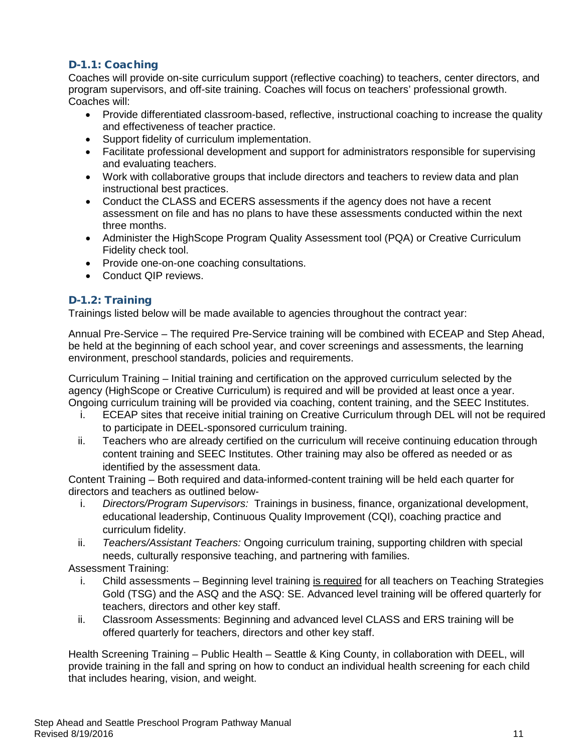### D-1.1: Coaching

Coaches will provide on-site curriculum support (reflective coaching) to teachers, center directors, and program supervisors, and off-site training. Coaches will focus on teachers' professional growth. Coaches will:

- Provide differentiated classroom-based, reflective, instructional coaching to increase the quality and effectiveness of teacher practice.
- Support fidelity of curriculum implementation.
- Facilitate professional development and support for administrators responsible for supervising and evaluating teachers.
- Work with collaborative groups that include directors and teachers to review data and plan instructional best practices.
- Conduct the CLASS and ECERS assessments if the agency does not have a recent assessment on file and has no plans to have these assessments conducted within the next three months.
- Administer the HighScope Program Quality Assessment tool (PQA) or Creative Curriculum Fidelity check tool.
- Provide one-on-one coaching consultations.
- Conduct QIP reviews.

### D-1.2: Training

Trainings listed below will be made available to agencies throughout the contract year:

Annual Pre-Service – The required Pre-Service training will be combined with ECEAP and Step Ahead, be held at the beginning of each school year, and cover screenings and assessments, the learning environment, preschool standards, policies and requirements.

Curriculum Training – Initial training and certification on the approved curriculum selected by the agency (HighScope or Creative Curriculum) is required and will be provided at least once a year. Ongoing curriculum training will be provided via coaching, content training, and the SEEC Institutes.

i. ECEAP sites that receive initial training on Creative Curriculum through DEL will not be required to participate in DEEL-sponsored curriculum training.
ii. Teachers who are already certified on the curriculum will receive continuing education through content training and SEEC Institutes. Other training may also be offered as needed or as identified by the assessment data.

Content Training – Both required and data-informed-content training will be held each quarter for directors and teachers as outlined below-

i. *Directors/Program Supervisors:* Trainings in business, finance, organizational development, educational leadership, Continuous Quality Improvement (CQI), coaching practice and curriculum fidelity.
ii. *Teachers/Assistant Teachers:* Ongoing curriculum training, supporting children with special needs, culturally responsive teaching, and partnering with families.

Assessment Training:

i. Child assessments – Beginning level training <u>is required</u> for all teachers on Teaching Strategies Gold (TSG) and the ASQ and the ASQ: SE. Advanced level training will be offered quarterly for teachers, directors and other key staff.
ii. Classroom Assessments: Beginning and advanced level CLASS and ERS training will be offered quarterly for teachers, directors and other key staff.

Health Screening Training – Public Health – Seattle & King County, in collaboration with DEEL, will provide training in the fall and spring on how to conduct an individual health screening for each child that includes hearing, vision, and weight.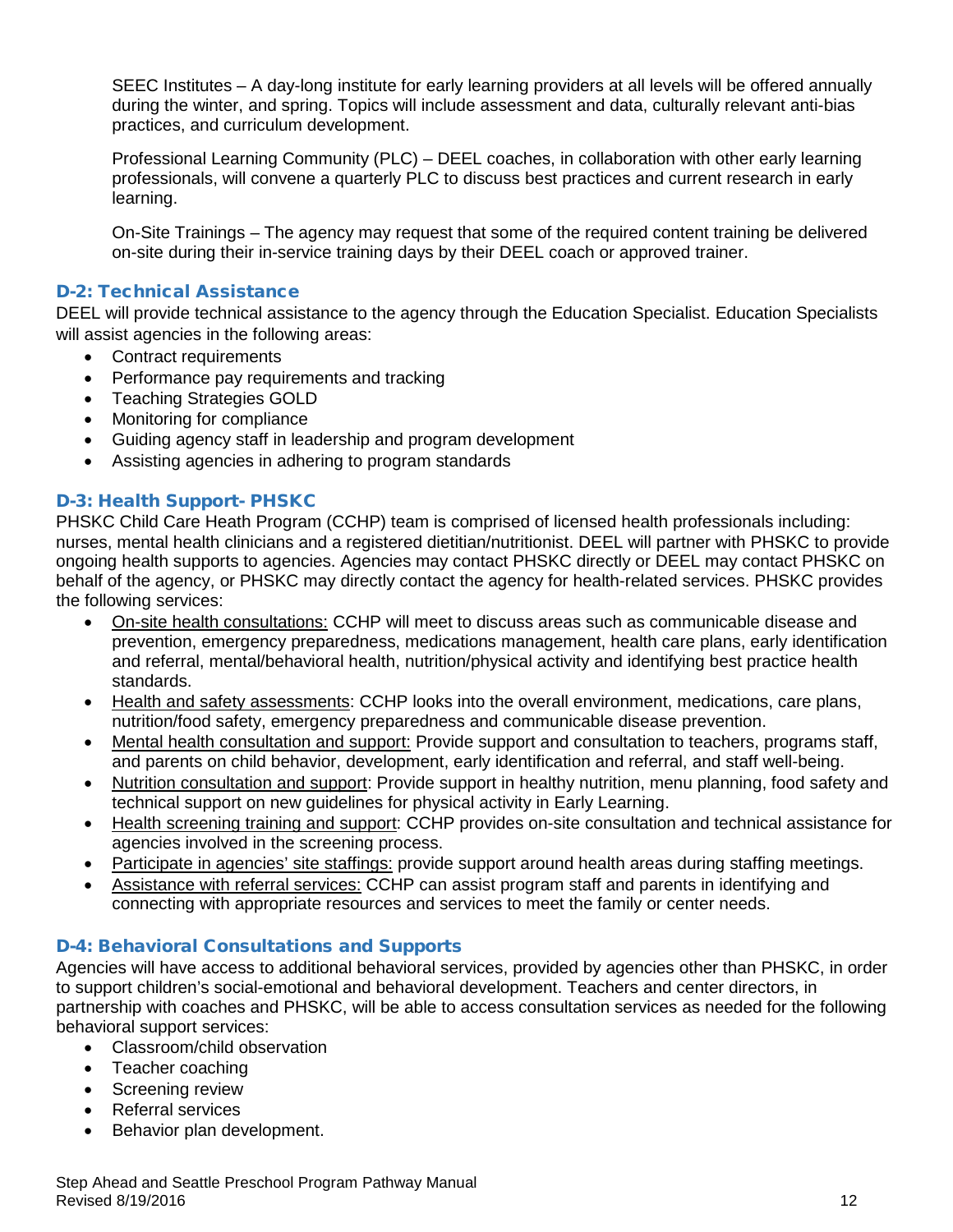SEEC Institutes – A day-long institute for early learning providers at all levels will be offered annually during the winter, and spring. Topics will include assessment and data, culturally relevant anti-bias practices, and curriculum development.

Professional Learning Community (PLC) – DEEL coaches, in collaboration with other early learning professionals, will convene a quarterly PLC to discuss best practices and current research in early learning.

On-Site Trainings – The agency may request that some of the required content training be delivered on-site during their in-service training days by their DEEL coach or approved trainer.

### D-2: Technical Assistance

DEEL will provide technical assistance to the agency through the Education Specialist. Education Specialists will assist agencies in the following areas:

- Contract requirements
- Performance pay requirements and tracking
- Teaching Strategies GOLD
- Monitoring for compliance
- Guiding agency staff in leadership and program development
- Assisting agencies in adhering to program standards

### D-3: Health Support- PHSKC

PHSKC Child Care Heath Program (CCHP) team is comprised of licensed health professionals including: nurses, mental health clinicians and a registered dietitian/nutritionist. DEEL will partner with PHSKC to provide ongoing health supports to agencies. Agencies may contact PHSKC directly or DEEL may contact PHSKC on behalf of the agency, or PHSKC may directly contact the agency for health-related services. PHSKC provides the following services:

- On-site health consultations: CCHP will meet to discuss areas such as communicable disease and prevention, emergency preparedness, medications management, health care plans, early identification and referral, mental/behavioral health, nutrition/physical activity and identifying best practice health standards.
- Health and safety assessments: CCHP looks into the overall environment, medications, care plans, nutrition/food safety, emergency preparedness and communicable disease prevention.
- Mental health consultation and support: Provide support and consultation to teachers, programs staff, and parents on child behavior, development, early identification and referral, and staff well-being.
- Nutrition consultation and support: Provide support in healthy nutrition, menu planning, food safety and technical support on new guidelines for physical activity in Early Learning.
- Health screening training and support: CCHP provides on-site consultation and technical assistance for agencies involved in the screening process.
- Participate in agencies' site staffings: provide support around health areas during staffing meetings.
- Assistance with referral services: CCHP can assist program staff and parents in identifying and connecting with appropriate resources and services to meet the family or center needs.

### D-4: Behavioral Consultations and Supports

Agencies will have access to additional behavioral services, provided by agencies other than PHSKC, in order to support children's social-emotional and behavioral development. Teachers and center directors, in partnership with coaches and PHSKC, will be able to access consultation services as needed for the following behavioral support services:

- Classroom/child observation
- Teacher coaching
- Screening review
- Referral services
- Behavior plan development.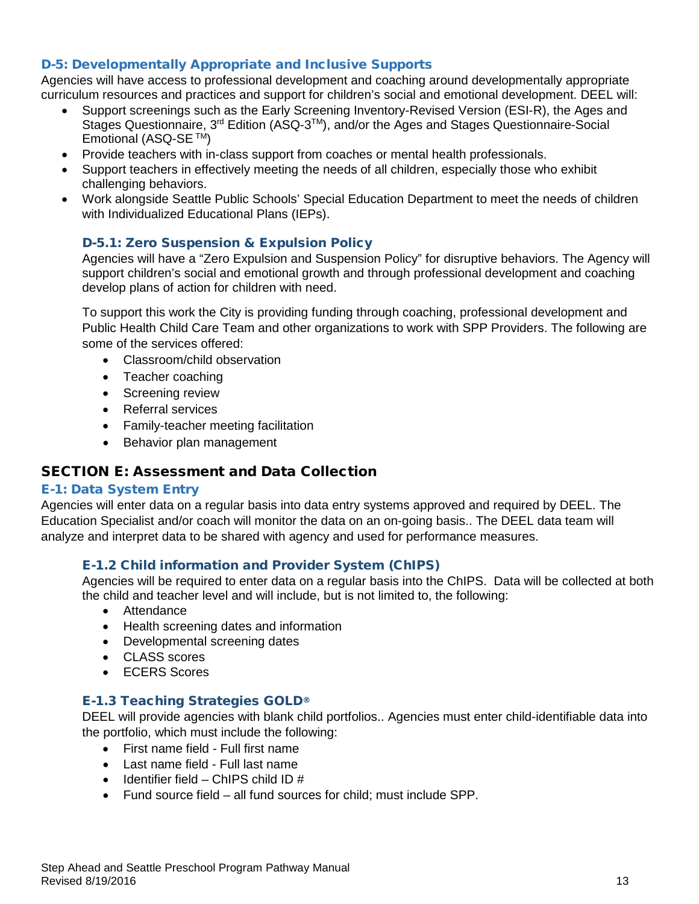### D-5: Developmentally Appropriate and Inclusive Supports

Agencies will have access to professional development and coaching around developmentally appropriate curriculum resources and practices and support for children's social and emotional development. DEEL will:

- Support screenings such as the Early Screening Inventory-Revised Version (ESI-R), the Ages and Stages Questionnaire, 3rd Edition (ASQ-3™), and/or the Ages and Stages Questionnaire-Social Emotional (ASQ-SE ™)
- Provide teachers with in-class support from coaches or mental health professionals.
- Support teachers in effectively meeting the needs of all children, especially those who exhibit challenging behaviors.
- Work alongside Seattle Public Schools' Special Education Department to meet the needs of children with Individualized Educational Plans (IEPs).

#### D-5.1: Zero Suspension & Expulsion Policy

Agencies will have a "Zero Expulsion and Suspension Policy" for disruptive behaviors. The Agency will support children's social and emotional growth and through professional development and coaching develop plans of action for children with need.

To support this work the City is providing funding through coaching, professional development and Public Health Child Care Team and other organizations to work with SPP Providers. The following are some of the services offered:

- Classroom/child observation
- Teacher coaching
- Screening review
- Referral services
- Family-teacher meeting facilitation
- Behavior plan management

## SECTION E: Assessment and Data Collection

### E-1: Data System Entry

Agencies will enter data on a regular basis into data entry systems approved and required by DEEL. The Education Specialist and/or coach will monitor the data on an on-going basis.. The DEEL data team will analyze and interpret data to be shared with agency and used for performance measures.

#### E-1.2 Child information and Provider System (ChIPS)

Agencies will be required to enter data on a regular basis into the ChIPS. Data will be collected at both the child and teacher level and will include, but is not limited to, the following:

- Attendance
- Health screening dates and information
- Developmental screening dates
- CLASS scores
- ECERS Scores

#### E-1.3 Teaching Strategies GOLD®

DEEL will provide agencies with blank child portfolios.. Agencies must enter child-identifiable data into the portfolio, which must include the following:

- First name field - Full first name
- Last name field - Full last name
- Identifier field – ChIPS child ID #
- Fund source field – all fund sources for child; must include SPP.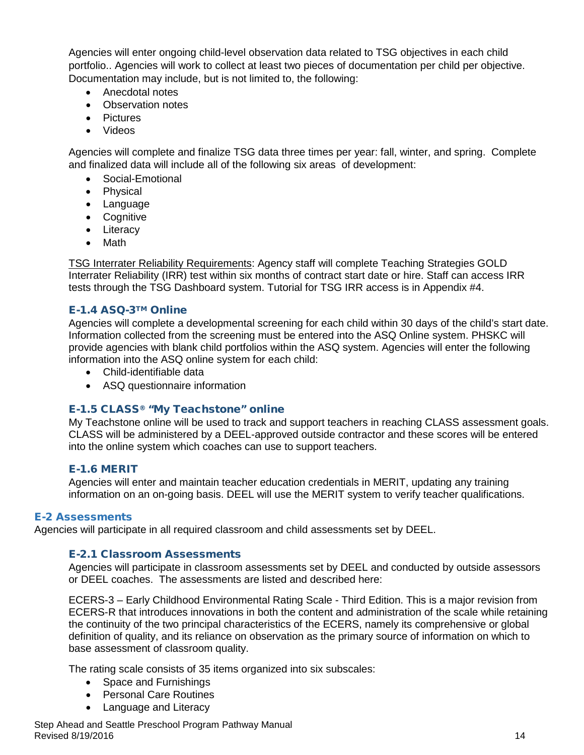Agencies will enter ongoing child-level observation data related to TSG objectives in each child portfolio.. Agencies will work to collect at least two pieces of documentation per child per objective. Documentation may include, but is not limited to, the following:

- Anecdotal notes
- Observation notes
- Pictures
- Videos

Agencies will complete and finalize TSG data three times per year: fall, winter, and spring. Complete and finalized data will include all of the following six areas of development:

- Social-Emotional
- Physical
- Language
- Cognitive
- Literacy
- Math

TSG Interrater Reliability Requirements: Agency staff will complete Teaching Strategies GOLD Interrater Reliability (IRR) test within six months of contract start date or hire. Staff can access IRR tests through the TSG Dashboard system. Tutorial for TSG IRR access is in Appendix #4.

### E-1.4 ASQ-3™ Online

Agencies will complete a developmental screening for each child within 30 days of the child's start date. Information collected from the screening must be entered into the ASQ Online system. PHSKC will provide agencies with blank child portfolios within the ASQ system. Agencies will enter the following information into the ASQ online system for each child:

- Child-identifiable data
- ASQ questionnaire information

### E-1.5 CLASS® "My Teachstone" online

My Teachstone online will be used to track and support teachers in reaching CLASS assessment goals. CLASS will be administered by a DEEL-approved outside contractor and these scores will be entered into the online system which coaches can use to support teachers.

### E-1.6 MERIT

Agencies will enter and maintain teacher education credentials in MERIT, updating any training information on an on-going basis. DEEL will use the MERIT system to verify teacher qualifications.

## E-2 Assessments

Agencies will participate in all required classroom and child assessments set by DEEL.

### E-2.1 Classroom Assessments

Agencies will participate in classroom assessments set by DEEL and conducted by outside assessors or DEEL coaches. The assessments are listed and described here:

ECERS-3 – Early Childhood Environmental Rating Scale - Third Edition. This is a major revision from ECERS-R that introduces innovations in both the content and administration of the scale while retaining the continuity of the two principal characteristics of the ECERS, namely its comprehensive or global definition of quality, and its reliance on observation as the primary source of information on which to base assessment of classroom quality.

The rating scale consists of 35 items organized into six subscales:

- Space and Furnishings
- Personal Care Routines
- Language and Literacy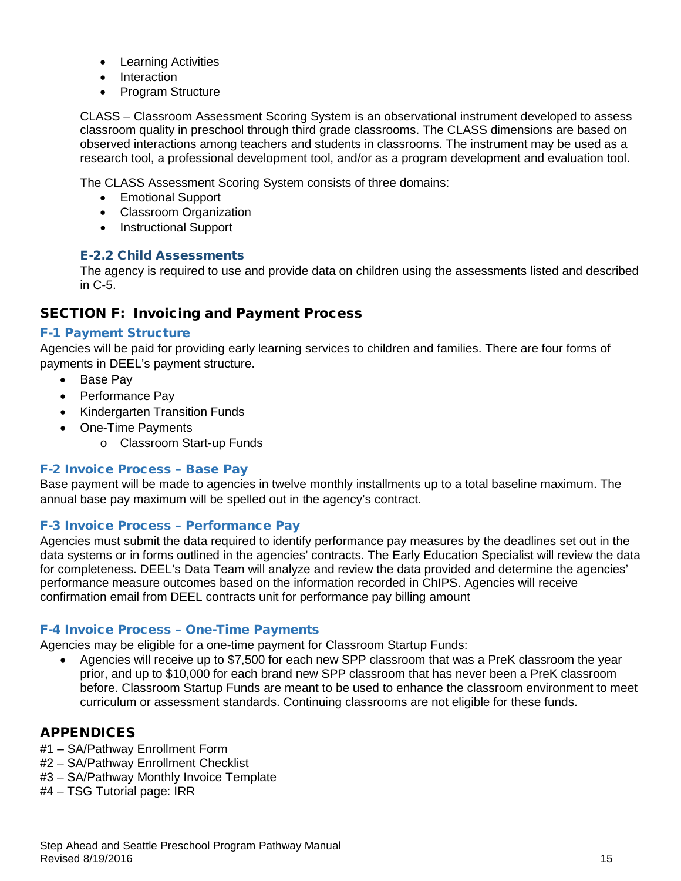- Learning Activities
- Interaction
- Program Structure

CLASS – Classroom Assessment Scoring System is an observational instrument developed to assess classroom quality in preschool through third grade classrooms. The CLASS dimensions are based on observed interactions among teachers and students in classrooms. The instrument may be used as a research tool, a professional development tool, and/or as a program development and evaluation tool.

The CLASS Assessment Scoring System consists of three domains:

- Emotional Support
- Classroom Organization
- Instructional Support

### E-2.2 Child Assessments

The agency is required to use and provide data on children using the assessments listed and described in C-5.

## SECTION F: Invoicing and Payment Process

### F-1 Payment Structure

Agencies will be paid for providing early learning services to children and families. There are four forms of payments in DEEL's payment structure.

- Base Pay
- Performance Pay
- Kindergarten Transition Funds
- One-Time Payments
    - Classroom Start-up Funds

### F-2 Invoice Process – Base Pay

Base payment will be made to agencies in twelve monthly installments up to a total baseline maximum. The annual base pay maximum will be spelled out in the agency's contract.

### F-3 Invoice Process – Performance Pay

Agencies must submit the data required to identify performance pay measures by the deadlines set out in the data systems or in forms outlined in the agencies' contracts. The Early Education Specialist will review the data for completeness. DEEL's Data Team will analyze and review the data provided and determine the agencies' performance measure outcomes based on the information recorded in ChIPS. Agencies will receive confirmation email from DEEL contracts unit for performance pay billing amount

### F-4 Invoice Process – One-Time Payments

Agencies may be eligible for a one-time payment for Classroom Startup Funds:

- Agencies will receive up to $7,500 for each new SPP classroom that was a PreK classroom the year prior, and up to $10,000 for each brand new SPP classroom that has never been a PreK classroom before. Classroom Startup Funds are meant to be used to enhance the classroom environment to meet curriculum or assessment standards. Continuing classrooms are not eligible for these funds.

## APPENDICES

#1 – SA/Pathway Enrollment Form
#2 – SA/Pathway Enrollment Checklist
#3 – SA/Pathway Monthly Invoice Template
#4 – TSG Tutorial page: IRR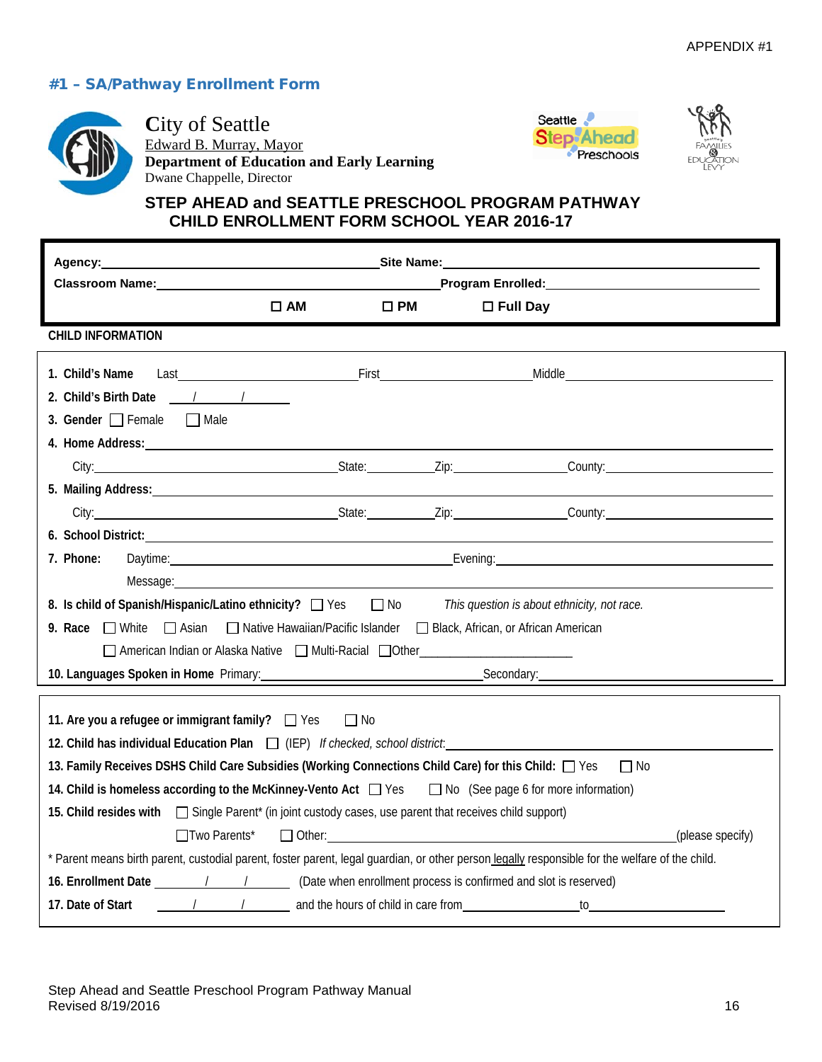APPENDIX #1

## #1 – SA/Pathway Enrollment Form

**City of Seattle**
Edward B. Murray, Mayor
**Department of Education and Early Learning**
Dwane Chappelle, Director

Seattle Step Ahead Preschools

Seattle Families & Education Levy

### STEP AHEAD and SEATTLE PRESCHOOL PROGRAM PATHWAY CHILD ENROLLMENT FORM SCHOOL YEAR 2016-17

**Agency:**\_\_\_\_\_\_\_\_\_\_\_\_\_\_\_\_\_\_\_\_\_\_\_\_\_\_\_\_\_\_\_\_ **Site Name:**\_\_\_\_\_\_\_\_\_\_\_\_\_\_\_\_\_\_\_\_\_\_\_\_\_\_\_\_\_\_\_\_

**Classroom Name:**\_\_\_\_\_\_\_\_\_\_\_\_\_\_\_\_\_\_\_\_\_\_\_\_\_\_\_\_\_\_\_\_ **Program Enrolled:**\_\_\_\_\_\_\_\_\_\_\_\_\_\_\_\_\_\_\_\_\_\_\_\_

☐ **AM** ☐ **PM** ☐ **Full Day**

**CHILD INFORMATION**

1. **Child's Name** Last\_\_\_\_\_\_\_\_\_\_\_\_\_\_\_\_\_\_\_\_ First\_\_\_\_\_\_\_\_\_\_\_\_\_\_\_\_\_\_\_\_ Middle\_\_\_\_\_\_\_\_\_\_\_\_\_\_\_\_\_\_\_\_
2. **Child's Birth Date** \_\_\_\_/\_\_\_\_/\_\_\_\_
3. **Gender** ☐ Female ☐ Male
4. **Home Address:**\_\_\_\_\_\_\_\_\_\_\_\_\_\_\_\_\_\_\_\_\_\_\_\_\_\_\_\_\_\_\_\_\_\_\_\_\_\_\_\_

   City:\_\_\_\_\_\_\_\_\_\_\_\_\_\_\_\_\_\_\_\_ State:\_\_\_\_\_\_\_\_ Zip:\_\_\_\_\_\_\_\_\_\_\_\_ County:\_\_\_\_\_\_\_\_\_\_\_\_\_\_\_\_
5. **Mailing Address:**\_\_\_\_\_\_\_\_\_\_\_\_\_\_\_\_\_\_\_\_\_\_\_\_\_\_\_\_\_\_\_\_\_\_\_\_\_\_\_\_

   City:\_\_\_\_\_\_\_\_\_\_\_\_\_\_\_\_\_\_\_\_ State:\_\_\_\_\_\_\_\_ Zip:\_\_\_\_\_\_\_\_\_\_\_\_ County:\_\_\_\_\_\_\_\_\_\_\_\_\_\_\_\_
6. **School District:**\_\_\_\_\_\_\_\_\_\_\_\_\_\_\_\_\_\_\_\_\_\_\_\_\_\_\_\_\_\_\_\_\_\_\_\_\_\_\_\_
7. **Phone:** Daytime:\_\_\_\_\_\_\_\_\_\_\_\_\_\_\_\_\_\_\_\_\_\_\_\_ Evening:\_\_\_\_\_\_\_\_\_\_\_\_\_\_\_\_\_\_\_\_\_\_\_\_

   Message:\_\_\_\_\_\_\_\_\_\_\_\_\_\_\_\_\_\_\_\_\_\_\_\_\_\_\_\_\_\_\_\_\_\_\_\_\_\_\_\_
8. **Is child of Spanish/Hispanic/Latino ethnicity?** ☐ Yes ☐ No *This question is about ethnicity, not race.*
9. **Race** ☐ White ☐ Asian ☐ Native Hawaiian/Pacific Islander ☐ Black, African, or African American

   ☐ American Indian or Alaska Native ☐ Multi-Racial ☐ Other\_\_\_\_\_\_\_\_\_\_\_\_\_\_\_\_\_\_\_\_
10. **Languages Spoken in Home** Primary:\_\_\_\_\_\_\_\_\_\_\_\_\_\_\_\_\_\_\_\_ Secondary:\_\_\_\_\_\_\_\_\_\_\_\_\_\_\_\_\_\_\_\_

11. **Are you a refugee or immigrant family?** ☐ Yes ☐ No
12. **Child has individual Education Plan** ☐ (IEP) *If checked, school district:*\_\_\_\_\_\_\_\_\_\_\_\_\_\_\_\_\_\_\_\_\_\_\_\_
13. **Family Receives DSHS Child Care Subsidies (Working Connections Child Care) for this Child:** ☐ Yes ☐ No
14. **Child is homeless according to the McKinney-Vento Act** ☐ Yes ☐ No (See page 6 for more information)
15. **Child resides with** ☐ Single Parent* (in joint custody cases, use parent that receives child support)

    ☐ Two Parents* ☐ Other:\_\_\_\_\_\_\_\_\_\_\_\_\_\_\_\_\_\_\_\_\_\_\_\_\_\_\_\_\_\_\_\_(please specify)

\* Parent means birth parent, custodial parent, foster parent, legal guardian, or other person legally responsible for the welfare of the child.

16. **Enrollment Date** \_\_\_\_/\_\_\_\_/\_\_\_\_ (Date when enrollment process is confirmed and slot is reserved)
17. **Date of Start** \_\_\_\_/\_\_\_\_/\_\_\_\_ and the hours of child in care from\_\_\_\_\_\_\_\_\_\_\_\_\_\_\_\_ to\_\_\_\_\_\_\_\_\_\_\_\_\_\_\_\_

Step Ahead and Seattle Preschool Program Pathway Manual
Revised 8/19/2016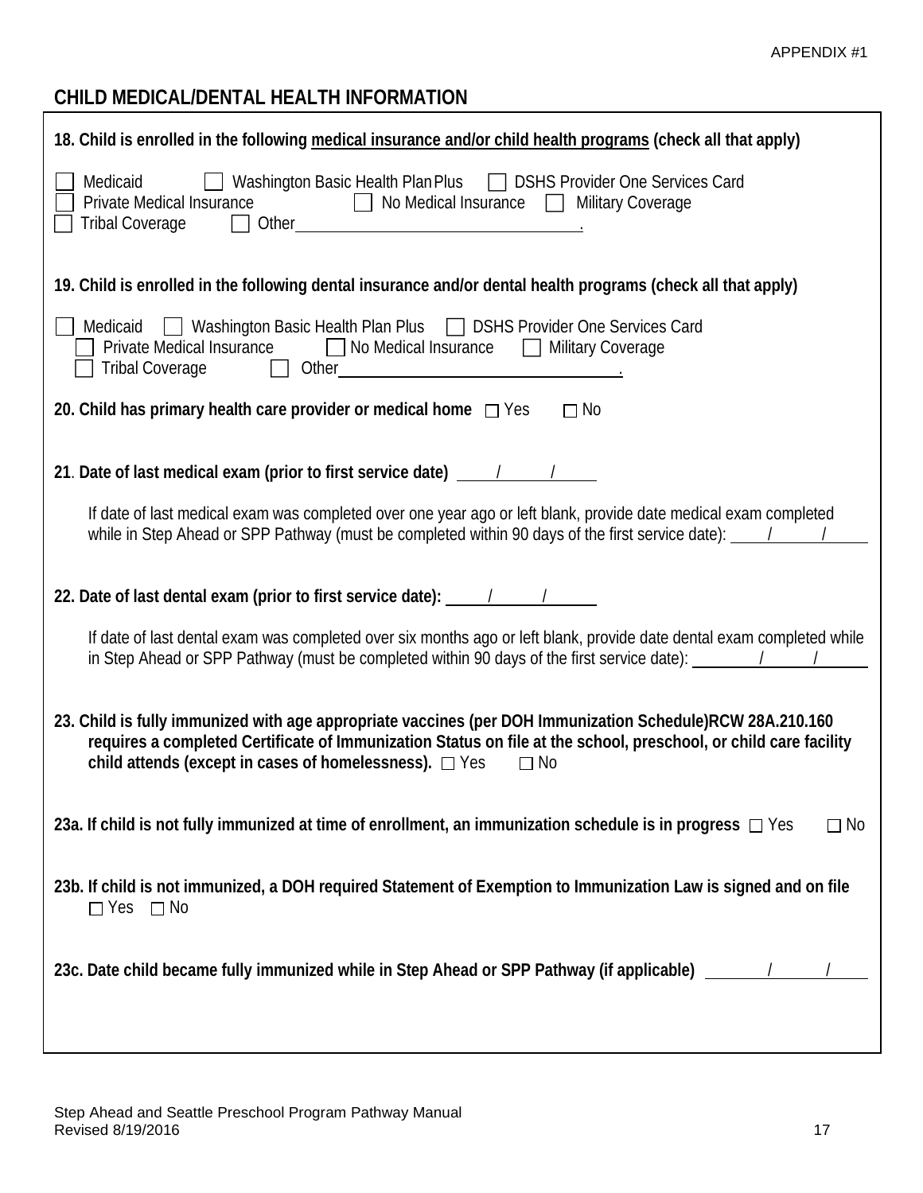APPENDIX #1

## CHILD MEDICAL/DENTAL HEALTH INFORMATION

**18. Child is enrolled in the following medical insurance and/or child health programs (check all that apply)**

☐ Medicaid ☐ Washington Basic Health Plan Plus ☐ DSHS Provider One Services Card
☐ Private Medical Insurance ☐ No Medical Insurance ☐ Military Coverage
☐ Tribal Coverage ☐ Other________________________________.

**19. Child is enrolled in the following dental insurance and/or dental health programs (check all that apply)**

☐ Medicaid ☐ Washington Basic Health Plan Plus ☐ DSHS Provider One Services Card
☐ Private Medical Insurance ☐ No Medical Insurance ☐ Military Coverage
☐ Tribal Coverage ☐ Other________________________________.

**20. Child has primary health care provider or medical home** ☐ Yes ☐ No

**21. Date of last medical exam (prior to first service date)** ____/____/____

If date of last medical exam was completed over one year ago or left blank, provide date medical exam completed while in Step Ahead or SPP Pathway (must be completed within 90 days of the first service date): ____/____/____

**22. Date of last dental exam (prior to first service date):** ____/____/____

If date of last dental exam was completed over six months ago or left blank, provide date dental exam completed while in Step Ahead or SPP Pathway (must be completed within 90 days of the first service date): ____/____/____

**23. Child is fully immunized with age appropriate vaccines (per DOH Immunization Schedule)RCW 28A.210.160 requires a completed Certificate of Immunization Status on file at the school, preschool, or child care facility child attends (except in cases of homelessness).** ☐ Yes ☐ No

**23a. If child is not fully immunized at time of enrollment, an immunization schedule is in progress** ☐ Yes ☐ No

**23b. If child is not immunized, a DOH required Statement of Exemption to Immunization Law is signed and on file** ☐ Yes ☐ No

**23c. Date child became fully immunized while in Step Ahead or SPP Pathway (if applicable)** ____/____/____

Step Ahead and Seattle Preschool Program Pathway Manual
Revised 8/19/2016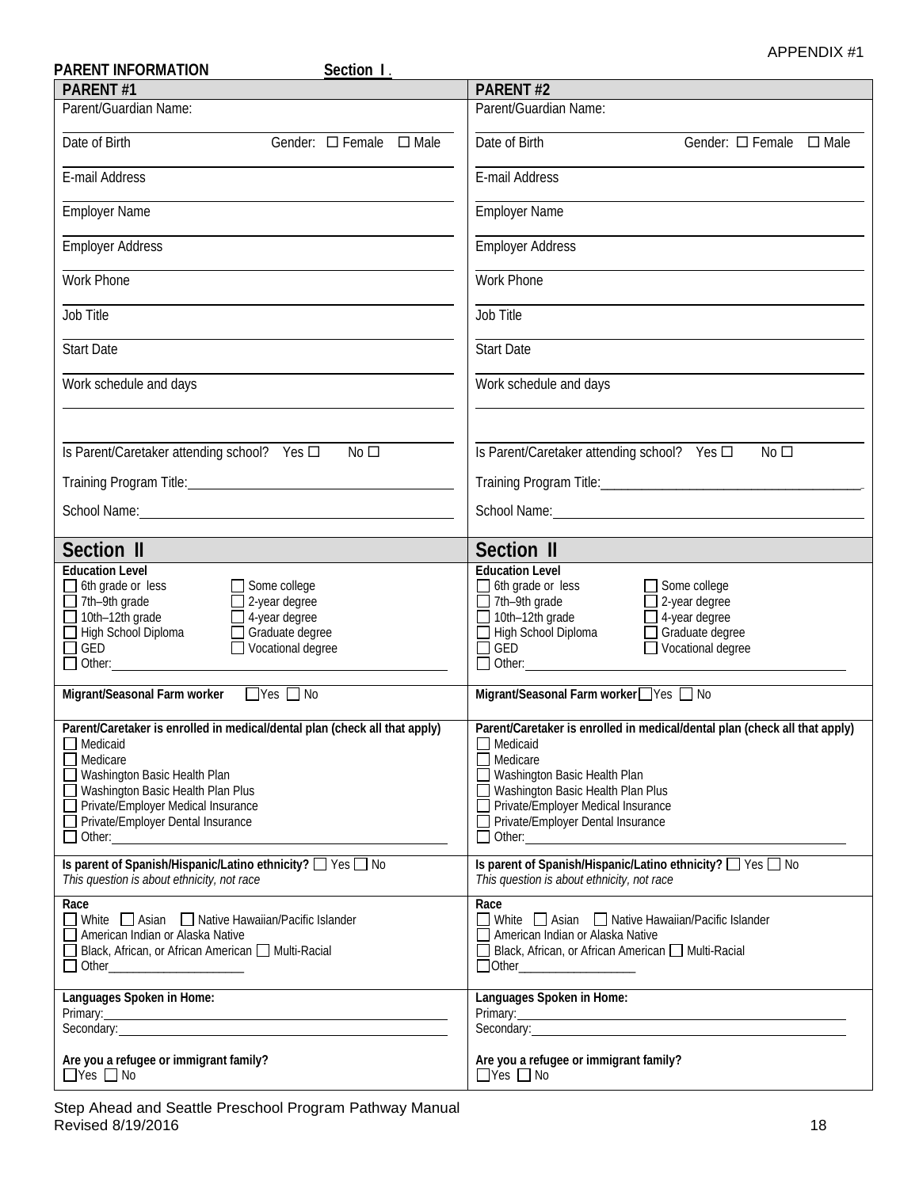APPENDIX #1

**PARENT INFORMATION** **Section I**.

| **PARENT #1** | **PARENT #2** |
|---|---|
| Parent/Guardian Name: | Parent/Guardian Name: |
| Date of Birth Gender: ☐ Female ☐ Male | Date of Birth Gender: ☐ Female ☐ Male |
| E-mail Address | E-mail Address |
| Employer Name | Employer Name |
| Employer Address | Employer Address |
| Work Phone | Work Phone |
| Job Title | Job Title |
| Start Date | Start Date |
| Work schedule and days | Work schedule and days |
| Is Parent/Caretaker attending school? Yes ☐ No ☐ | Is Parent/Caretaker attending school? Yes ☐ No ☐ |
| Training Program Title:_______________ | Training Program Title:_______________ |
| School Name:_______________ | School Name:_______________ |
| **Section II** | **Section II** |
| **Education Level**<br>☐ 6th grade or less ☐ Some college<br>☐ 7th–9th grade ☐ 2-year degree<br>☐ 10th–12th grade ☐ 4-year degree<br>☐ High School Diploma ☐ Graduate degree<br>☐ GED ☐ Vocational degree<br>☐ Other:_______________ | **Education Level**<br>☐ 6th grade or less ☐ Some college<br>☐ 7th–9th grade ☐ 2-year degree<br>☐ 10th–12th grade ☐ 4-year degree<br>☐ High School Diploma ☐ Graduate degree<br>☐ GED ☐ Vocational degree<br>☐ Other:_______________ |
| **Migrant/Seasonal Farm worker** ☐ Yes ☐ No | **Migrant/Seasonal Farm worker** ☐ Yes ☐ No |
| **Parent/Caretaker is enrolled in medical/dental plan (check all that apply)**<br>☐ Medicaid<br>☐ Medicare<br>☐ Washington Basic Health Plan<br>☐ Washington Basic Health Plan Plus<br>☐ Private/Employer Medical Insurance<br>☐ Private/Employer Dental Insurance<br>☐ Other:_______________ | **Parent/Caretaker is enrolled in medical/dental plan (check all that apply)**<br>☐ Medicaid<br>☐ Medicare<br>☐ Washington Basic Health Plan<br>☐ Washington Basic Health Plan Plus<br>☐ Private/Employer Medical Insurance<br>☐ Private/Employer Dental Insurance<br>☐ Other:_______________ |
| **Is parent of Spanish/Hispanic/Latino ethnicity?** ☐ Yes ☐ No<br>*This question is about ethnicity, not race* | **Is parent of Spanish/Hispanic/Latino ethnicity?** ☐ Yes ☐ No<br>*This question is about ethnicity, not race* |
| **Race**<br>☐ White ☐ Asian ☐ Native Hawaiian/Pacific Islander<br>☐ American Indian or Alaska Native<br>☐ Black, African, or African American ☐ Multi-Racial<br>☐ Other_______________ | **Race**<br>☐ White ☐ Asian ☐ Native Hawaiian/Pacific Islander<br>☐ American Indian or Alaska Native<br>☐ Black, African, or African American ☐ Multi-Racial<br>☐ Other_______________ |
| **Languages Spoken in Home:**<br>Primary:_______________<br>Secondary:_______________ | **Languages Spoken in Home:**<br>Primary:_______________<br>Secondary:_______________ |
| **Are you a refugee or immigrant family?**<br>☐ Yes ☐ No | **Are you a refugee or immigrant family?**<br>☐ Yes ☐ No |

Step Ahead and Seattle Preschool Program Pathway Manual
Revised 8/19/2016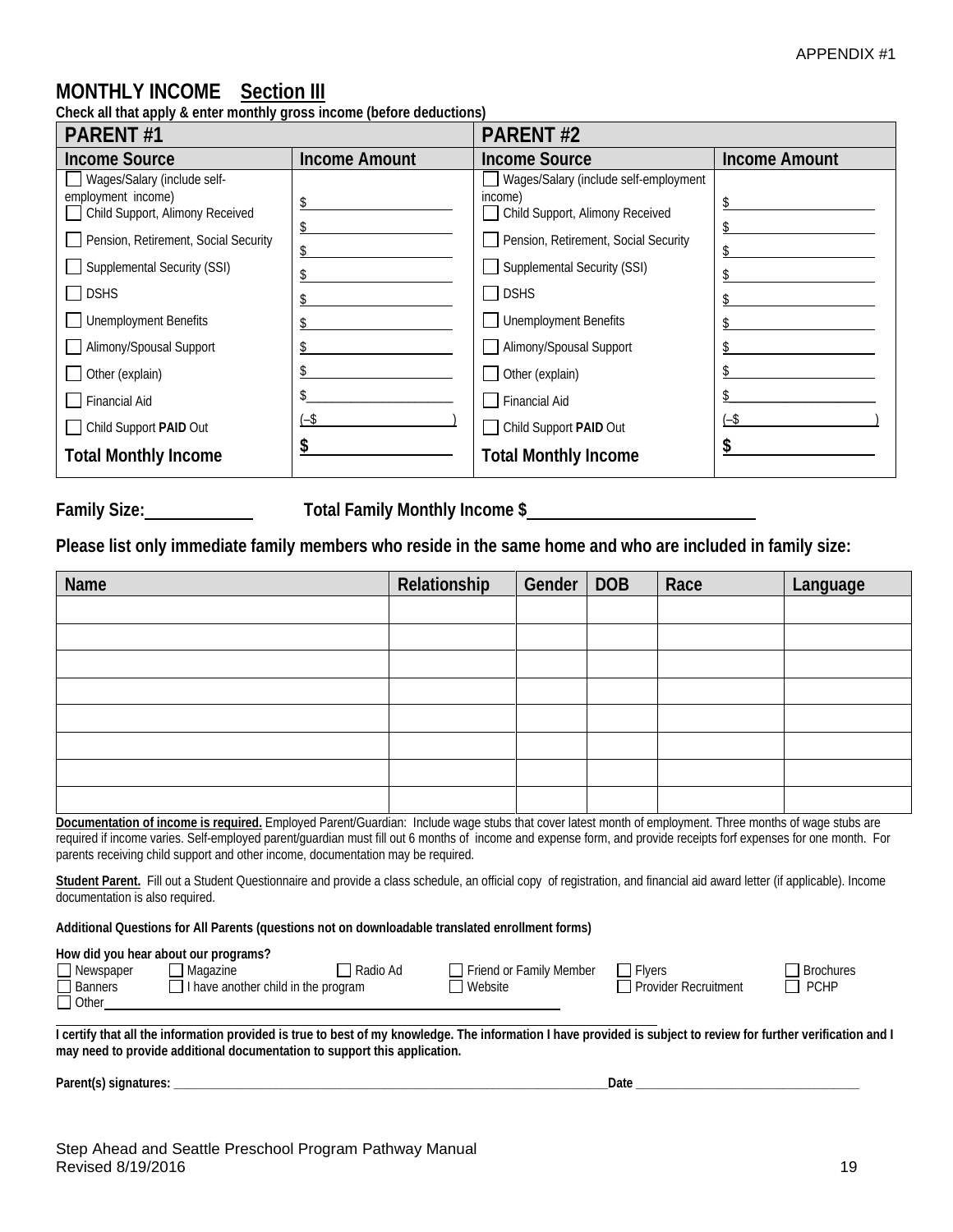APPENDIX #1

## MONTHLY INCOME Section III

**Check all that apply & enter monthly gross income (before deductions)**

| PARENT #1 | | PARENT #2 | |
|---|---|---|---|
| **Income Source** | **Income Amount** | **Income Source** | **Income Amount** |
| ☐ Wages/Salary (include self-employment income) | $ | ☐ Wages/Salary (include self-employment income) | $ |
| ☐ Child Support, Alimony Received | $ | ☐ Child Support, Alimony Received | $ |
| ☐ Pension, Retirement, Social Security | $ | ☐ Pension, Retirement, Social Security | $ |
| ☐ Supplemental Security (SSI) | $ | ☐ Supplemental Security (SSI) | $ |
| ☐ DSHS | $ | ☐ DSHS | $ |
| ☐ Unemployment Benefits | $ | ☐ Unemployment Benefits | $ |
| ☐ Alimony/Spousal Support | $ | ☐ Alimony/Spousal Support | $ |
| ☐ Other (explain) | $ | ☐ Other (explain) | $ |
| ☐ Financial Aid | $ | ☐ Financial Aid | $ |
| ☐ Child Support **PAID** Out | (–$ ) | ☐ Child Support **PAID** Out | (–$ ) |
| **Total Monthly Income** | **$** | **Total Monthly Income** | **$** |

**Family Size:**\_\_\_\_\_\_\_\_\_\_ **Total Family Monthly Income $**\_\_\_\_\_\_\_\_\_\_\_\_\_\_\_\_\_\_\_\_

**Please list only immediate family members who reside in the same home and who are included in family size:**

| Name | Relationship | Gender | DOB | Race | Language |
|---|---|---|---|---|---|
| | | | | | |
| | | | | | |
| | | | | | |
| | | | | | |
| | | | | | |
| | | | | | |
| | | | | | |
| | | | | | |

**Documentation of income is required.** Employed Parent/Guardian: Include wage stubs that cover latest month of employment. Three months of wage stubs are required if income varies. Self-employed parent/guardian must fill out 6 months of income and expense form, and provide receipts forf expenses for one month. For parents receiving child support and other income, documentation may be required.

**Student Parent.** Fill out a Student Questionnaire and provide a class schedule, an official copy of registration, and financial aid award letter (if applicable). Income documentation is also required.

**Additional Questions for All Parents (questions not on downloadable translated enrollment forms)**

**How did you hear about our programs?**

☐ Newspaper ☐ Magazine ☐ Radio Ad ☐ Friend or Family Member ☐ Flyers ☐ Brochures
☐ Banners ☐ I have another child in the program ☐ Website ☐ Provider Recruitment ☐ PCHP
☐ Other\_\_\_\_\_\_\_\_\_\_\_\_\_\_\_\_\_\_\_\_

**I certify that all the information provided is true to best of my knowledge. The information I have provided is subject to review for further verification and I may need to provide additional documentation to support this application.**

**Parent(s) signatures:** \_\_\_\_\_\_\_\_\_\_\_\_\_\_\_\_\_\_\_\_\_\_\_\_\_\_\_\_\_\_\_\_\_\_\_\_\_\_\_\_ **Date** \_\_\_\_\_\_\_\_\_\_\_\_\_\_\_\_\_\_\_\_

Step Ahead and Seattle Preschool Program Pathway Manual
Revised 8/19/2016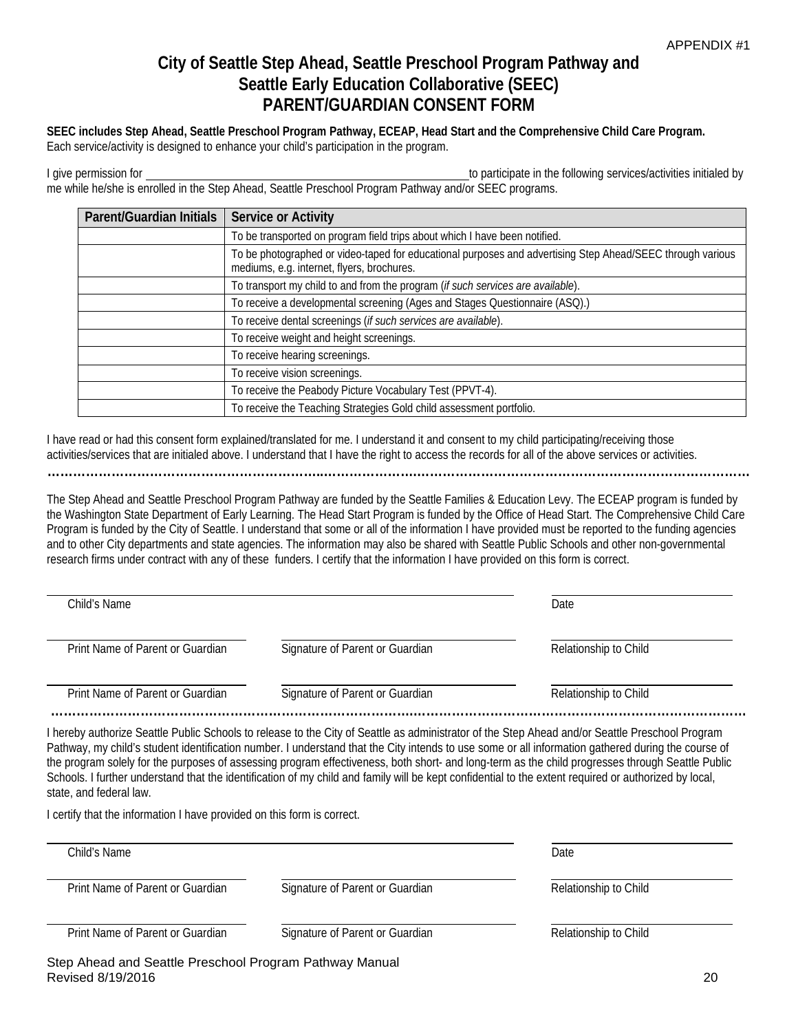APPENDIX #1

# City of Seattle Step Ahead, Seattle Preschool Program Pathway and Seattle Early Education Collaborative (SEEC) PARENT/GUARDIAN CONSENT FORM

**SEEC includes Step Ahead, Seattle Preschool Program Pathway, ECEAP, Head Start and the Comprehensive Child Care Program.** Each service/activity is designed to enhance your child's participation in the program.

I give permission for ______________________________ to participate in the following services/activities initialed by me while he/she is enrolled in the Step Ahead, Seattle Preschool Program Pathway and/or SEEC programs.

| Parent/Guardian Initials | Service or Activity |
|---|---|
| | To be transported on program field trips about which I have been notified. |
| | To be photographed or video-taped for educational purposes and advertising Step Ahead/SEEC through various mediums, e.g. internet, flyers, brochures. |
| | To transport my child to and from the program (*if such services are available*). |
| | To receive a developmental screening (Ages and Stages Questionnaire (ASQ).) |
| | To receive dental screenings (*if such services are available*). |
| | To receive weight and height screenings. |
| | To receive hearing screenings. |
| | To receive vision screenings. |
| | To receive the Peabody Picture Vocabulary Test (PPVT-4). |
| | To receive the Teaching Strategies Gold child assessment portfolio. |

I have read or had this consent form explained/translated for me. I understand it and consent to my child participating/receiving those activities/services that are initialed above. I understand that I have the right to access the records for all of the above services or activities.

The Step Ahead and Seattle Preschool Program Pathway are funded by the Seattle Families & Education Levy. The ECEAP program is funded by the Washington State Department of Early Learning. The Head Start Program is funded by the Office of Head Start. The Comprehensive Child Care Program is funded by the City of Seattle. I understand that some or all of the information I have provided must be reported to the funding agencies and to other City departments and state agencies. The information may also be shared with Seattle Public Schools and other non-governmental research firms under contract with any of these funders. I certify that the information I have provided on this form is correct.

______________________________ Child's Name ______________ Date

______________ Print Name of Parent or Guardian ______________ Signature of Parent or Guardian ______________ Relationship to Child

______________ Print Name of Parent or Guardian ______________ Signature of Parent or Guardian ______________ Relationship to Child

I hereby authorize Seattle Public Schools to release to the City of Seattle as administrator of the Step Ahead and/or Seattle Preschool Program Pathway, my child's student identification number. I understand that the City intends to use some or all information gathered during the course of the program solely for the purposes of assessing program effectiveness, both short- and long-term as the child progresses through Seattle Public Schools. I further understand that the identification of my child and family will be kept confidential to the extent required or authorized by local, state, and federal law.

I certify that the information I have provided on this form is correct.

______________________________ Child's Name ______________ Date

______________ Print Name of Parent or Guardian ______________ Signature of Parent or Guardian ______________ Relationship to Child

______________ Print Name of Parent or Guardian ______________ Signature of Parent or Guardian ______________ Relationship to Child

Step Ahead and Seattle Preschool Program Pathway Manual
Revised 8/19/2016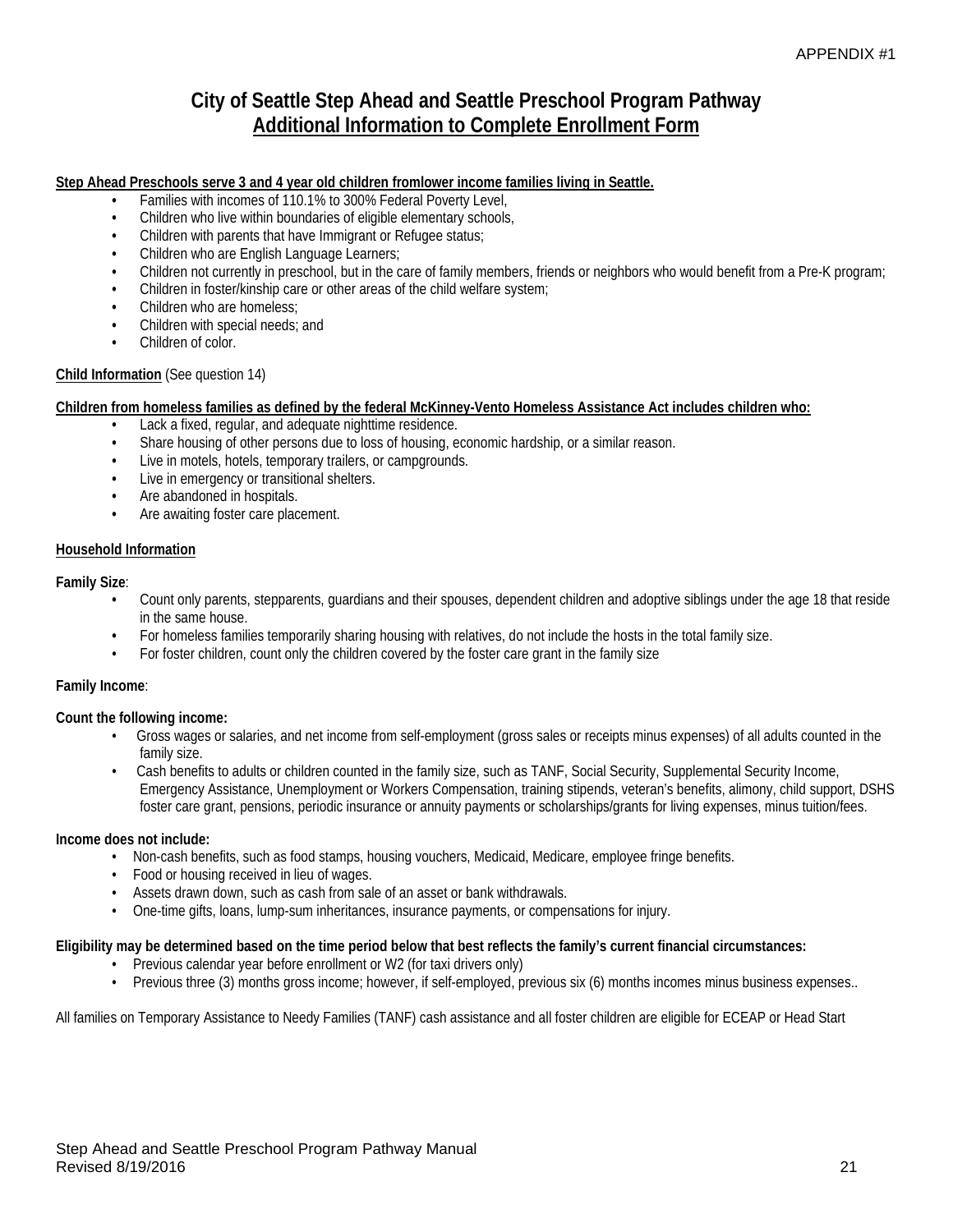APPENDIX #1

# City of Seattle Step Ahead and Seattle Preschool Program Pathway
## Additional Information to Complete Enrollment Form

**Step Ahead Preschools serve 3 and 4 year old children fromlower income families living in Seattle.**

- Families with incomes of 110.1% to 300% Federal Poverty Level,
- Children who live within boundaries of eligible elementary schools,
- Children with parents that have Immigrant or Refugee status;
- Children who are English Language Learners;
- Children not currently in preschool, but in the care of family members, friends or neighbors who would benefit from a Pre-K program;
- Children in foster/kinship care or other areas of the child welfare system;
- Children who are homeless;
- Children with special needs; and
- Children of color.

**Child Information** (See question 14)

**Children from homeless families as defined by the federal McKinney-Vento Homeless Assistance Act includes children who:**

- Lack a fixed, regular, and adequate nighttime residence.
- Share housing of other persons due to loss of housing, economic hardship, or a similar reason.
- Live in motels, hotels, temporary trailers, or campgrounds.
- Live in emergency or transitional shelters.
- Are abandoned in hospitals.
- Are awaiting foster care placement.

**Household Information**

**Family Size**:

- Count only parents, stepparents, guardians and their spouses, dependent children and adoptive siblings under the age 18 that reside in the same house.
- For homeless families temporarily sharing housing with relatives, do not include the hosts in the total family size.
- For foster children, count only the children covered by the foster care grant in the family size

**Family Income**:

**Count the following income:**

- Gross wages or salaries, and net income from self-employment (gross sales or receipts minus expenses) of all adults counted in the family size.
- Cash benefits to adults or children counted in the family size, such as TANF, Social Security, Supplemental Security Income, Emergency Assistance, Unemployment or Workers Compensation, training stipends, veteran's benefits, alimony, child support, DSHS foster care grant, pensions, periodic insurance or annuity payments or scholarships/grants for living expenses, minus tuition/fees.

**Income does not include:**

- Non-cash benefits, such as food stamps, housing vouchers, Medicaid, Medicare, employee fringe benefits.
- Food or housing received in lieu of wages.
- Assets drawn down, such as cash from sale of an asset or bank withdrawals.
- One-time gifts, loans, lump-sum inheritances, insurance payments, or compensations for injury.

**Eligibility may be determined based on the time period below that best reflects the family's current financial circumstances:**

- Previous calendar year before enrollment or W2 (for taxi drivers only)
- Previous three (3) months gross income; however, if self-employed, previous six (6) months incomes minus business expenses..

All families on Temporary Assistance to Needy Families (TANF) cash assistance and all foster children are eligible for ECEAP or Head Start

Step Ahead and Seattle Preschool Program Pathway Manual
Revised 8/19/2016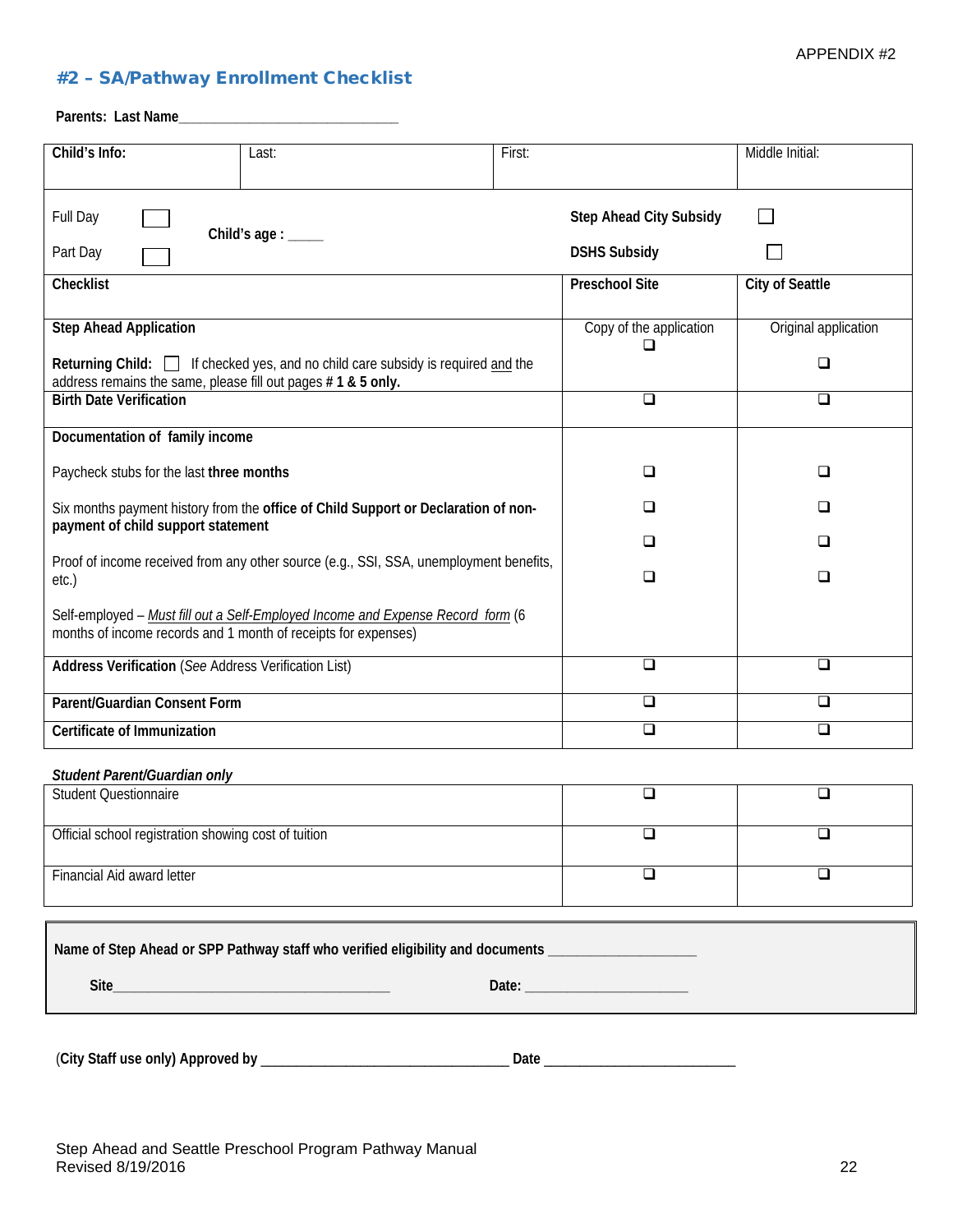APPENDIX #2

## #2 – SA/Pathway Enrollment Checklist

**Parents: Last Name**______________________________

| **Child's Info:** | Last: | First: | Middle Initial: |
|---|---|---|---|
| Full Day ☐ <br> Part Day ☐ <br> **Child's age :** _____ | | **Step Ahead City Subsidy** ☐ <br> **DSHS Subsidy** ☐ | |

| **Checklist** | **Preschool Site** | **City of Seattle** |
|---|---|---|
| **Step Ahead Application** <br><br> **Returning Child:** ☐ If checked yes, and no child care subsidy is required and the address remains the same, please fill out pages **# 1 & 5 only.** | Copy of the application ❑ | Original application ❑ |
| **Birth Date Verification** | ❑ | ❑ |
| **Documentation of family income** | | |
| Paycheck stubs for the last **three months** | ❑ | ❑ |
| Six months payment history from the **office of Child Support or Declaration of non-payment of child support statement** | ❑ | ❑ |
| | ❑ | ❑ |
| Proof of income received from any other source (e.g., SSI, SSA, unemployment benefits, etc.) | ❑ | ❑ |
| Self-employed – *Must fill out a Self-Employed Income and Expense Record form* (6 months of income records and 1 month of receipts for expenses) | | |
| **Address Verification** (*See* Address Verification List) | ❑ | ❑ |
| **Parent/Guardian Consent Form** | ❑ | ❑ |
| **Certificate of Immunization** | ❑ | ❑ |

***Student Parent/Guardian only***

| | | |
|---|---|---|
| Student Questionnaire | ❑ | ❑ |
| Official school registration showing cost of tuition | ❑ | ❑ |
| Financial Aid award letter | ❑ | ❑ |

**Name of Step Ahead or SPP Pathway staff who verified eligibility and documents** ___________________

**Site**____________________________________ **Date:** _____________________

(**City Staff use only) Approved by** ________________________________ **Date** __________________________

Step Ahead and Seattle Preschool Program Pathway Manual
Revised 8/19/2016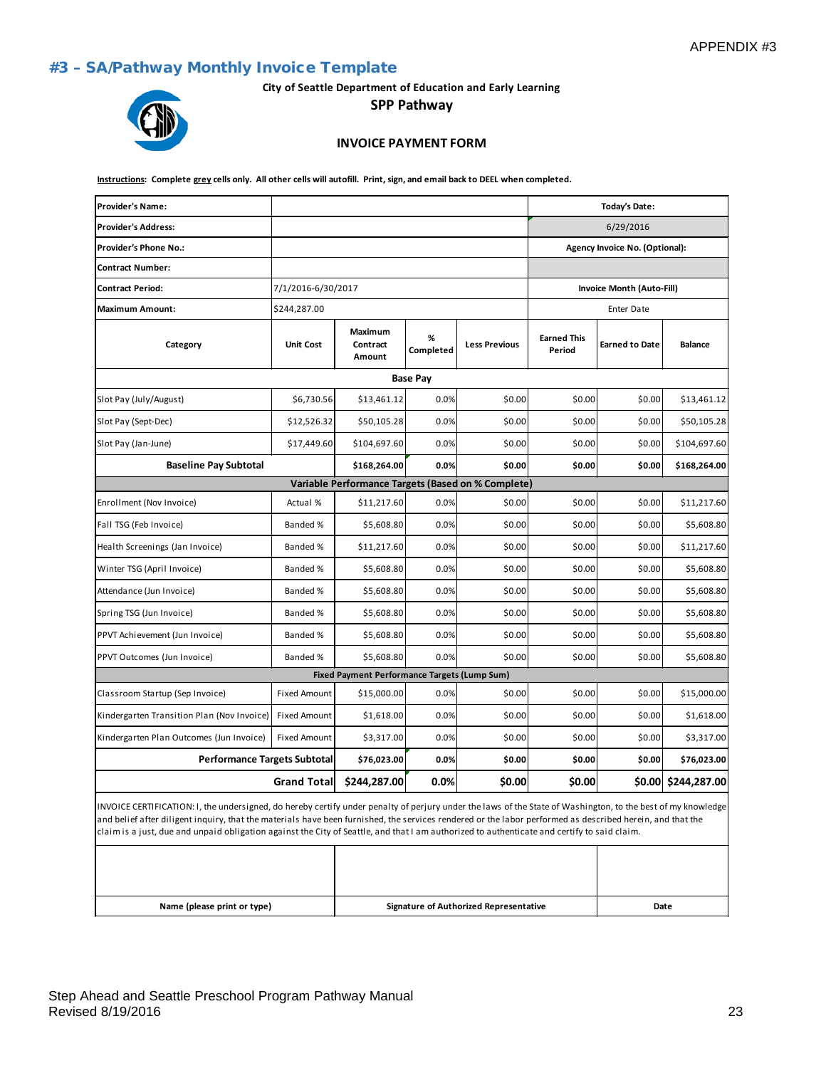APPENDIX #3

## #3 – SA/Pathway Monthly Invoice Template

**City of Seattle Department of Education and Early Learning**

**SPP Pathway**

**INVOICE PAYMENT FORM**

**Instructions: Complete grey cells only. All other cells will autofill. Print, sign, and email back to DEEL when completed.**

| **Provider's Name:** | | | | | **Today's Date:** | | |
|---|---|---|---|---|---|---|---|
| **Provider's Address:** | | | | | 6/29/2016 | | |
| **Provider's Phone No.:** | | | | | **Agency Invoice No. (Optional):** | | |
| **Contract Number:** | | | | | | | |
| **Contract Period:** | 7/1/2016-6/30/2017 | | | | **Invoice Month (Auto-Fill)** | | |
| **Maximum Amount:** | $244,287.00 | | | | Enter Date | | |
| **Category** | **Unit Cost** | **Maximum Contract Amount** | **% Completed** | **Less Previous** | **Earned This Period** | **Earned to Date** | **Balance** |
| | | | **Base Pay** | | | | |
| Slot Pay (July/August) | $6,730.56 | $13,461.12 | 0.0% | $0.00 | $0.00 | $0.00 | $13,461.12 |
| Slot Pay (Sept-Dec) | $12,526.32 | $50,105.28 | 0.0% | $0.00 | $0.00 | $0.00 | $50,105.28 |
| Slot Pay (Jan-June) | $17,449.60 | $104,697.60 | 0.0% | $0.00 | $0.00 | $0.00 | $104,697.60 |
| **Baseline Pay Subtotal** | | **$168,264.00** | **0.0%** | **$0.00** | **$0.00** | **$0.00** | **$168,264.00** |
| | | | **Variable Performance Targets (Based on % Complete)** | | | | |
| Enrollment (Nov Invoice) | Actual % | $11,217.60 | 0.0% | $0.00 | $0.00 | $0.00 | $11,217.60 |
| Fall TSG (Feb Invoice) | Banded % | $5,608.80 | 0.0% | $0.00 | $0.00 | $0.00 | $5,608.80 |
| Health Screenings (Jan Invoice) | Banded % | $11,217.60 | 0.0% | $0.00 | $0.00 | $0.00 | $11,217.60 |
| Winter TSG (April Invoice) | Banded % | $5,608.80 | 0.0% | $0.00 | $0.00 | $0.00 | $5,608.80 |
| Attendance (Jun Invoice) | Banded % | $5,608.80 | 0.0% | $0.00 | $0.00 | $0.00 | $5,608.80 |
| Spring TSG (Jun Invoice) | Banded % | $5,608.80 | 0.0% | $0.00 | $0.00 | $0.00 | $5,608.80 |
| PPVT Achievement (Jun Invoice) | Banded % | $5,608.80 | 0.0% | $0.00 | $0.00 | $0.00 | $5,608.80 |
| PPVT Outcomes (Jun Invoice) | Banded % | $5,608.80 | 0.0% | $0.00 | $0.00 | $0.00 | $5,608.80 |
| | | | **Fixed Payment Performance Targets (Lump Sum)** | | | | |
| Classroom Startup (Sep Invoice) | Fixed Amount | $15,000.00 | 0.0% | $0.00 | $0.00 | $0.00 | $15,000.00 |
| Kindergarten Transition Plan (Nov Invoice) | Fixed Amount | $1,618.00 | 0.0% | $0.00 | $0.00 | $0.00 | $1,618.00 |
| Kindergarten Plan Outcomes (Jun Invoice) | Fixed Amount | $3,317.00 | 0.0% | $0.00 | $0.00 | $0.00 | $3,317.00 |
| **Performance Targets Subtotal** | | **$76,023.00** | **0.0%** | **$0.00** | **$0.00** | **$0.00** | **$76,023.00** |
| | **Grand Total** | **$244,287.00** | **0.0%** | **$0.00** | **$0.00** | **$0.00** | **$244,287.00** |

INVOICE CERTIFICATION: I, the undersigned, do hereby certify under penalty of perjury under the laws of the State of Washington, to the best of my knowledge and belief after diligent inquiry, that the materials have been furnished, the services rendered or the labor performed as described herein, and that the claim is a just, due and unpaid obligation against the City of Seattle, and that I am authorized to authenticate and certify to said claim.

| | | |
|---|---|---|
| | | |
| **Name (please print or type)** | **Signature of Authorized Representative** | **Date** |

Step Ahead and Seattle Preschool Program Pathway Manual
Revised 8/19/2016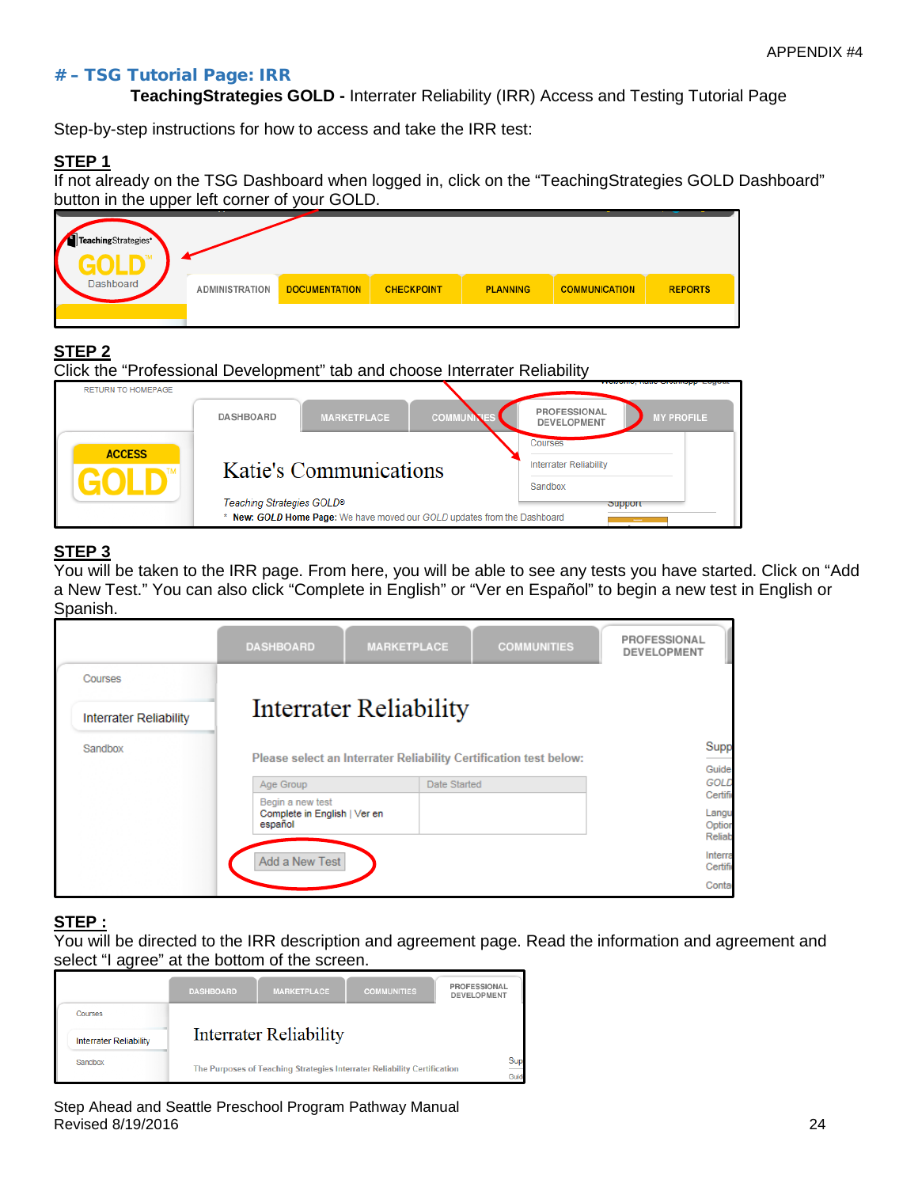## # – TSG Tutorial Page: IRR

**TeachingStrategies GOLD -** Interrater Reliability (IRR) Access and Testing Tutorial Page

Step-by-step instructions for how to access and take the IRR test:

**STEP 1**

If not already on the TSG Dashboard when logged in, click on the "TeachingStrategies GOLD Dashboard" button in the upper left corner of your GOLD.

**STEP 2**

Click the "Professional Development" tab and choose Interrater Reliability

**STEP 3**

You will be taken to the IRR page. From here, you will be able to see any tests you have started. Click on "Add a New Test." You can also click "Complete in English" or "Ver en Español" to begin a new test in English or Spanish.

**STEP :**

You will be directed to the IRR description and agreement page. Read the information and agreement and select "I agree" at the bottom of the screen.

Step Ahead and Seattle Preschool Program Pathway Manual
Revised 8/19/2016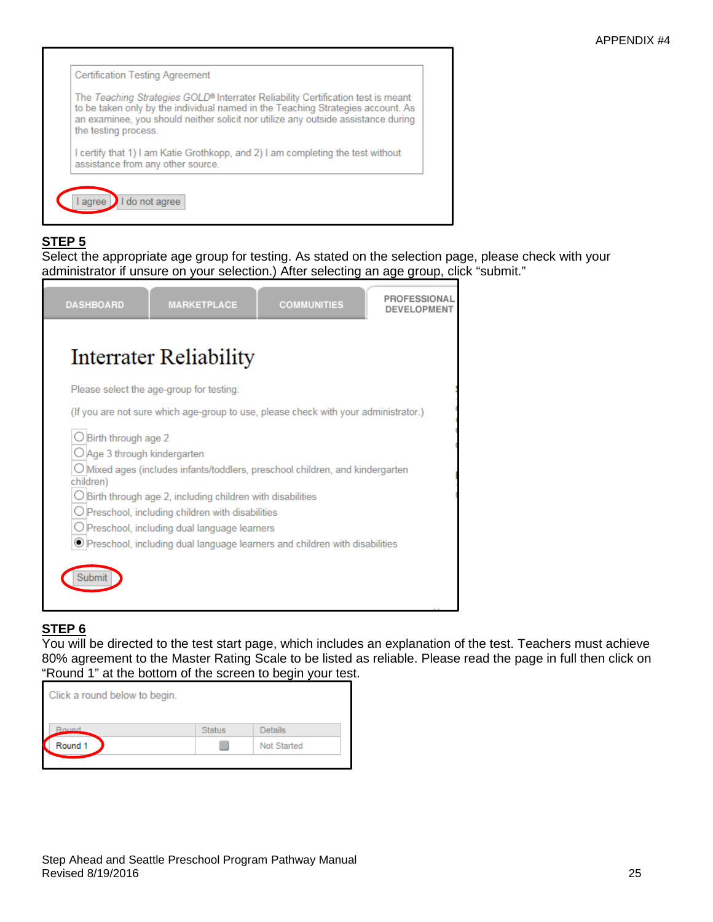APPENDIX #4

Certification Testing Agreement

The *Teaching Strategies GOLD®* Interrater Reliability Certification test is meant to be taken only by the individual named in the Teaching Strategies account. As an examinee, you should neither solicit nor utilize any outside assistance during the testing process.

I certify that 1) I am Katie Grothkopp, and 2) I am completing the test without assistance from any other source.

I agree | I do not agree

**STEP 5**

Select the appropriate age group for testing. As stated on the selection page, please check with your administrator if unsure on your selection.) After selecting an age group, click "submit."

DASHBOARD | MARKETPLACE | COMMUNITIES | PROFESSIONAL DEVELOPMENT

# Interrater Reliability

Please select the age-group for testing:

(If you are not sure which age-group to use, please check with your administrator.)

- ○ Birth through age 2
- ○ Age 3 through kindergarten
- ○ Mixed ages (includes infants/toddlers, preschool children, and kindergarten children)
- ○ Birth through age 2, including children with disabilities
- ○ Preschool, including children with disabilities
- ○ Preschool, including dual language learners
- ◉ Preschool, including dual language learners and children with disabilities

Submit

**STEP 6**

You will be directed to the test start page, which includes an explanation of the test. Teachers must achieve 80% agreement to the Master Rating Scale to be listed as reliable. Please read the page in full then click on "Round 1" at the bottom of the screen to begin your test.

Click a round below to begin.

| Round | Status | Details |
| --- | --- | --- |
| Round 1 | | Not Started |

Step Ahead and Seattle Preschool Program Pathway Manual
Revised 8/19/2016